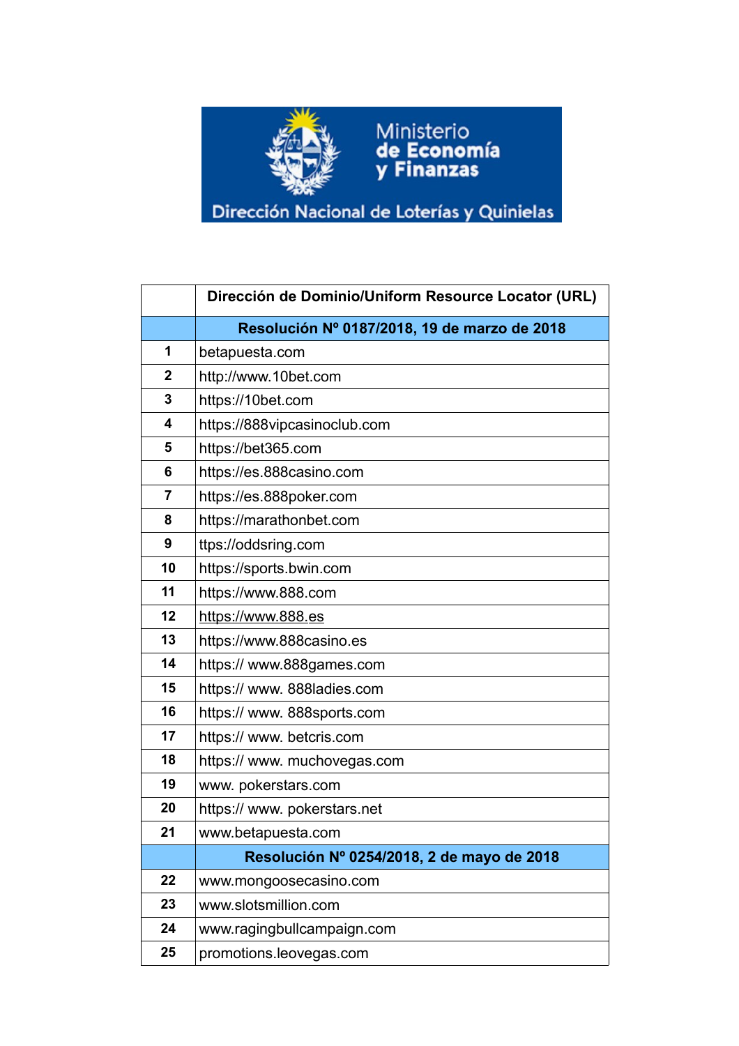Ministerio de Economía y Finanzas

Dirección Nacional de Loterías y Quinielas

| | Dirección de Dominio/Uniform Resource Locator (URL) |
|---|---|
| | **Resolución Nº 0187/2018, 19 de marzo de 2018** |
| 1 | betapuesta.com |
| 2 | http://www.10bet.com |
| 3 | https://10bet.com |
| 4 | https://888vipcasinoclub.com |
| 5 | https://bet365.com |
| 6 | https://es.888casino.com |
| 7 | https://es.888poker.com |
| 8 | https://marathonbet.com |
| 9 | ttps://oddsring.com |
| 10 | https://sports.bwin.com |
| 11 | https://www.888.com |
| 12 | https://www.888.es |
| 13 | https://www.888casino.es |
| 14 | https:// www.888games.com |
| 15 | https:// www. 888ladies.com |
| 16 | https:// www. 888sports.com |
| 17 | https:// www. betcris.com |
| 18 | https:// www. muchovegas.com |
| 19 | www. pokerstars.com |
| 20 | https:// www. pokerstars.net |
| 21 | www.betapuesta.com |
| | **Resolución Nº 0254/2018, 2 de mayo de 2018** |
| 22 | www.mongoosecasino.com |
| 23 | www.slotsmillion.com |
| 24 | www.ragingbullcampaign.com |
| 25 | promotions.leovegas.com |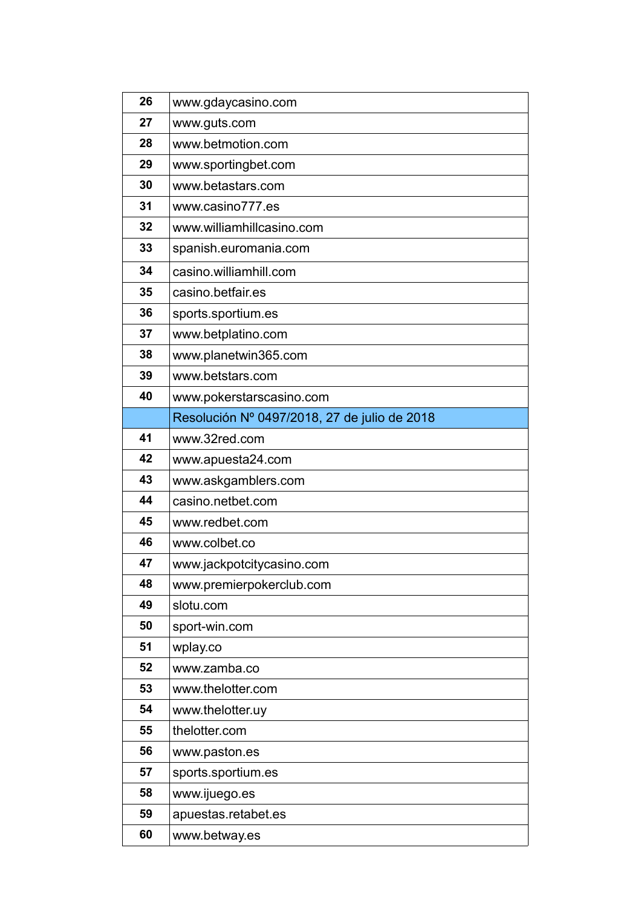| | |
|---|---|
| 26 | www.gdaycasino.com |
| 27 | www.guts.com |
| 28 | www.betmotion.com |
| 29 | www.sportingbet.com |
| 30 | www.betastars.com |
| 31 | www.casino777.es |
| 32 | www.williamhillcasino.com |
| 33 | spanish.euromania.com |
| 34 | casino.williamhill.com |
| 35 | casino.betfair.es |
| 36 | sports.sportium.es |
| 37 | www.betplatino.com |
| 38 | www.planetwin365.com |
| 39 | www.betstars.com |
| 40 | www.pokerstarscasino.com |
| | Resolución Nº 0497/2018, 27 de julio de 2018 |
| 41 | www.32red.com |
| 42 | www.apuesta24.com |
| 43 | www.askgamblers.com |
| 44 | casino.netbet.com |
| 45 | www.redbet.com |
| 46 | www.colbet.co |
| 47 | www.jackpotcitycasino.com |
| 48 | www.premierpokerclub.com |
| 49 | slotu.com |
| 50 | sport-win.com |
| 51 | wplay.co |
| 52 | www.zamba.co |
| 53 | www.thelotter.com |
| 54 | www.thelotter.uy |
| 55 | thelotter.com |
| 56 | www.paston.es |
| 57 | sports.sportium.es |
| 58 | www.ijuego.es |
| 59 | apuestas.retabet.es |
| 60 | www.betway.es |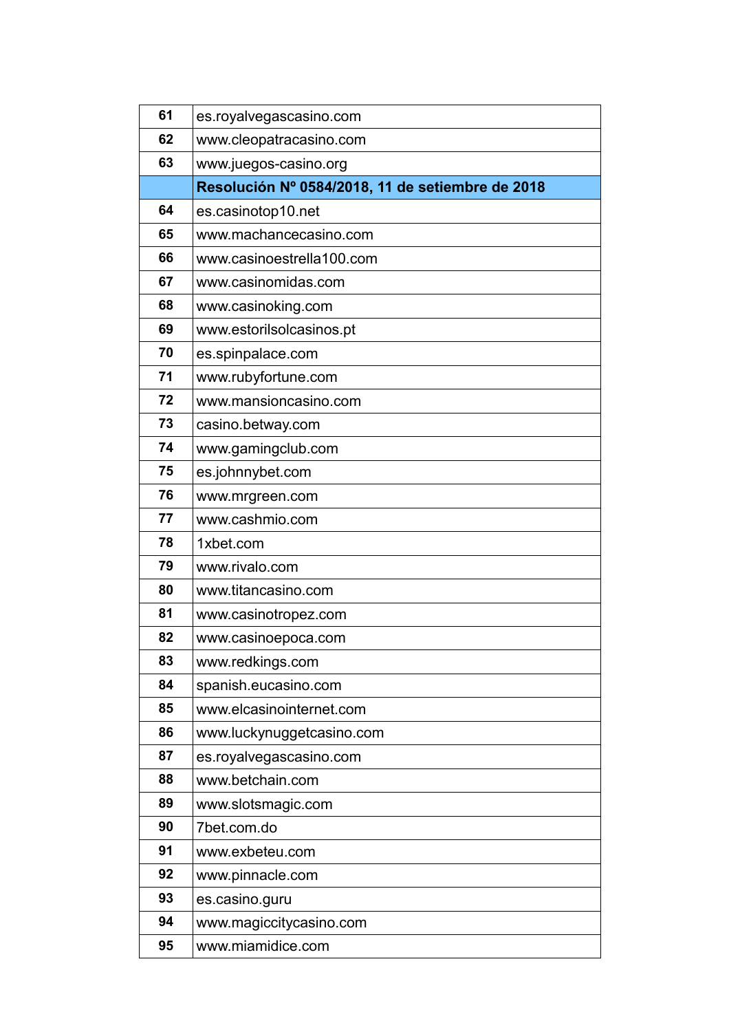| | |
|---|---|
| **61** | es.royalvegascasino.com |
| **62** | www.cleopatracasino.com |
| **63** | www.juegos-casino.org |
| | **Resolución Nº 0584/2018, 11 de setiembre de 2018** |
| **64** | es.casinotop10.net |
| **65** | www.machancecasino.com |
| **66** | www.casinoestrella100.com |
| **67** | www.casinomidas.com |
| **68** | www.casinoking.com |
| **69** | www.estorilsolcasinos.pt |
| **70** | es.spinpalace.com |
| **71** | www.rubyfortune.com |
| **72** | www.mansioncasino.com |
| **73** | casino.betway.com |
| **74** | www.gamingclub.com |
| **75** | es.johnnybet.com |
| **76** | www.mrgreen.com |
| **77** | www.cashmio.com |
| **78** | 1xbet.com |
| **79** | www.rivalo.com |
| **80** | www.titancasino.com |
| **81** | www.casinotropez.com |
| **82** | www.casinoepoca.com |
| **83** | www.redkings.com |
| **84** | spanish.eucasino.com |
| **85** | www.elcasinointernet.com |
| **86** | www.luckynuggetcasino.com |
| **87** | es.royalvegascasino.com |
| **88** | www.betchain.com |
| **89** | www.slotsmagic.com |
| **90** | 7bet.com.do |
| **91** | www.exbeteu.com |
| **92** | www.pinnacle.com |
| **93** | es.casino.guru |
| **94** | www.magiccitycasino.com |
| **95** | www.miamidice.com |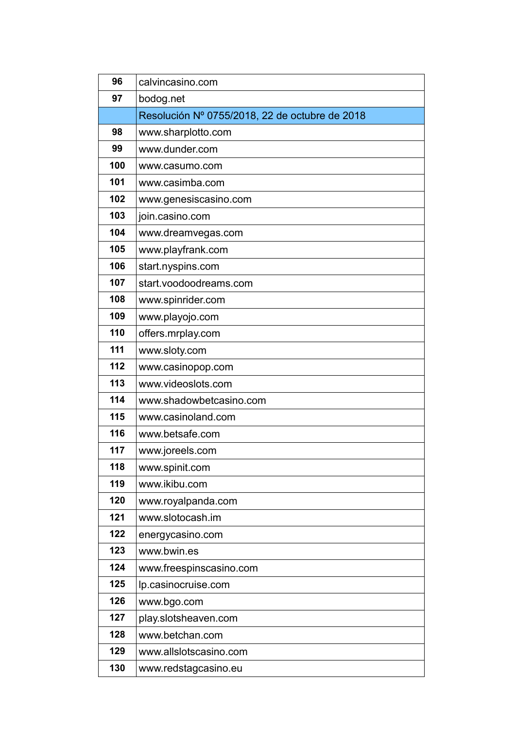| 96 | calvincasino.com |
|---|---|
| 97 | bodog.net |
| | Resolución Nº 0755/2018, 22 de octubre de 2018 |
| 98 | www.sharplotto.com |
| 99 | www.dunder.com |
| 100 | www.casumo.com |
| 101 | www.casimba.com |
| 102 | www.genesiscasino.com |
| 103 | join.casino.com |
| 104 | www.dreamvegas.com |
| 105 | www.playfrank.com |
| 106 | start.nyspins.com |
| 107 | start.voodoodreams.com |
| 108 | www.spinrider.com |
| 109 | www.playojo.com |
| 110 | offers.mrplay.com |
| 111 | www.sloty.com |
| 112 | www.casinopop.com |
| 113 | www.videoslots.com |
| 114 | www.shadowbetcasino.com |
| 115 | www.casinoland.com |
| 116 | www.betsafe.com |
| 117 | www.joreels.com |
| 118 | www.spinit.com |
| 119 | www.ikibu.com |
| 120 | www.royalpanda.com |
| 121 | www.slotocash.im |
| 122 | energycasino.com |
| 123 | www.bwin.es |
| 124 | www.freespinscasino.com |
| 125 | lp.casinocruise.com |
| 126 | www.bgo.com |
| 127 | play.slotsheaven.com |
| 128 | www.betchan.com |
| 129 | www.allslotscasino.com |
| 130 | www.redstagcasino.eu |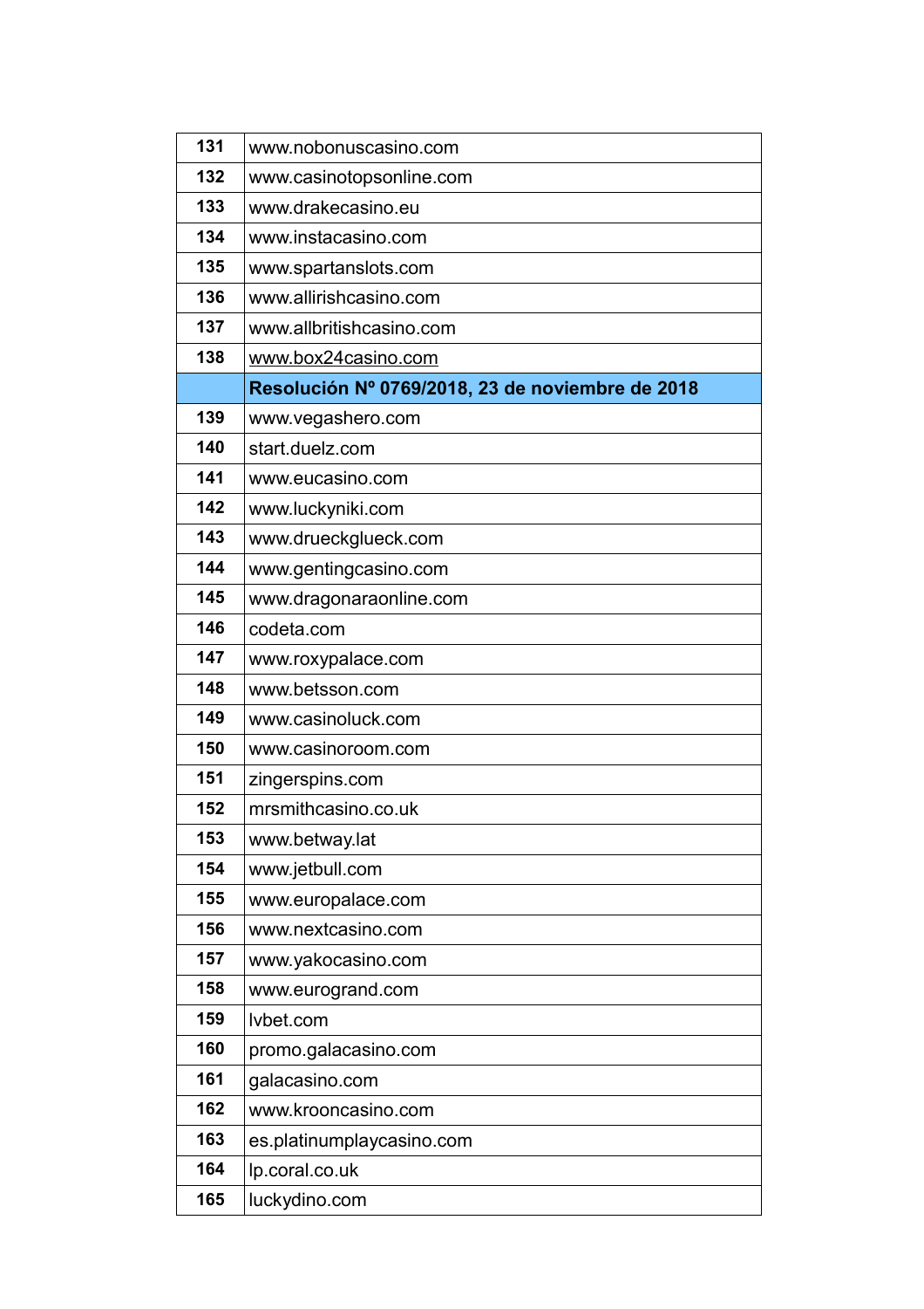| | |
|---|---|
| 131 | www.nobonuscasino.com |
| 132 | www.casinotopsonline.com |
| 133 | www.drakecasino.eu |
| 134 | www.instacasino.com |
| 135 | www.spartanslots.com |
| 136 | www.allirishcasino.com |
| 137 | www.allbritishcasino.com |
| 138 | www.box24casino.com |
| | **Resolución Nº 0769/2018, 23 de noviembre de 2018** |
| 139 | www.vegashero.com |
| 140 | start.duelz.com |
| 141 | www.eucasino.com |
| 142 | www.luckyniki.com |
| 143 | www.drueckglueck.com |
| 144 | www.gentingcasino.com |
| 145 | www.dragonaraonline.com |
| 146 | codeta.com |
| 147 | www.roxypalace.com |
| 148 | www.betsson.com |
| 149 | www.casinoluck.com |
| 150 | www.casinoroom.com |
| 151 | zingerspins.com |
| 152 | mrsmithcasino.co.uk |
| 153 | www.betway.lat |
| 154 | www.jetbull.com |
| 155 | www.europalace.com |
| 156 | www.nextcasino.com |
| 157 | www.yakocasino.com |
| 158 | www.eurogrand.com |
| 159 | lvbet.com |
| 160 | promo.galacasino.com |
| 161 | galacasino.com |
| 162 | www.krooncasino.com |
| 163 | es.platinumplaycasino.com |
| 164 | lp.coral.co.uk |
| 165 | luckydino.com |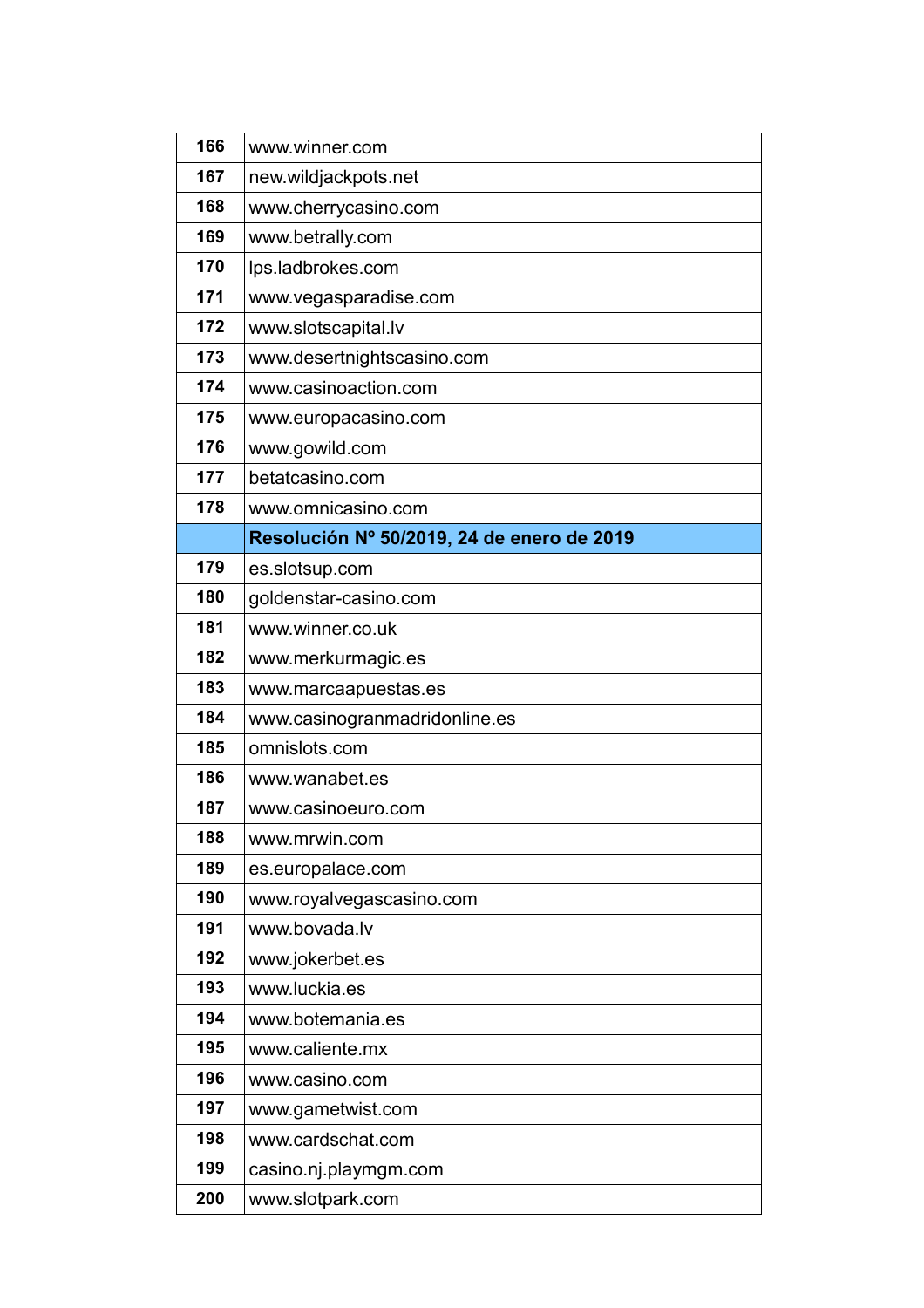| | |
|---|---|
| **166** | www.winner.com |
| **167** | new.wildjackpots.net |
| **168** | www.cherrycasino.com |
| **169** | www.betrally.com |
| **170** | lps.ladbrokes.com |
| **171** | www.vegasparadise.com |
| **172** | www.slotscapital.lv |
| **173** | www.desertnightscasino.com |
| **174** | www.casinoaction.com |
| **175** | www.europacasino.com |
| **176** | www.gowild.com |
| **177** | betatcasino.com |
| **178** | www.omnicasino.com |
| | **Resolución Nº 50/2019, 24 de enero de 2019** |
| **179** | es.slotsup.com |
| **180** | goldenstar-casino.com |
| **181** | www.winner.co.uk |
| **182** | www.merkurmagic.es |
| **183** | www.marcaapuestas.es |
| **184** | www.casinogranmadridonline.es |
| **185** | omnislots.com |
| **186** | www.wanabet.es |
| **187** | www.casinoeuro.com |
| **188** | www.mrwin.com |
| **189** | es.europalace.com |
| **190** | www.royalvegascasino.com |
| **191** | www.bovada.lv |
| **192** | www.jokerbet.es |
| **193** | www.luckia.es |
| **194** | www.botemania.es |
| **195** | www.caliente.mx |
| **196** | www.casino.com |
| **197** | www.gametwist.com |
| **198** | www.cardschat.com |
| **199** | casino.nj.playmgm.com |
| **200** | www.slotpark.com |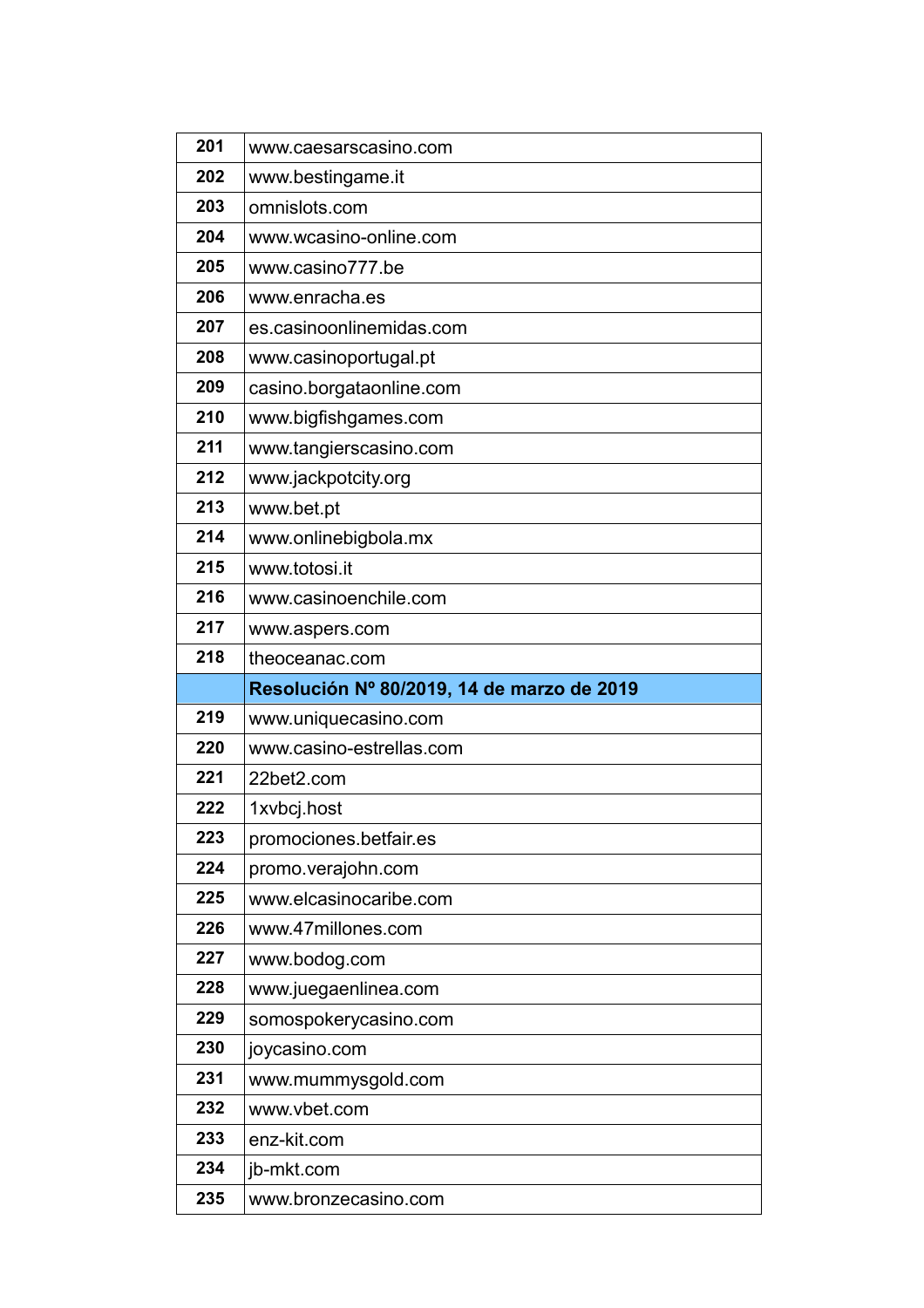| | |
|---|---|
| **201** | www.caesarscasino.com |
| **202** | www.bestingame.it |
| **203** | omnislots.com |
| **204** | www.wcasino-online.com |
| **205** | www.casino777.be |
| **206** | www.enracha.es |
| **207** | es.casinoonlinemidas.com |
| **208** | www.casinoportugal.pt |
| **209** | casino.borgataonline.com |
| **210** | www.bigfishgames.com |
| **211** | www.tangierscasino.com |
| **212** | www.jackpotcity.org |
| **213** | www.bet.pt |
| **214** | www.onlinebigbola.mx |
| **215** | www.totosi.it |
| **216** | www.casinoenchile.com |
| **217** | www.aspers.com |
| **218** | theoceanac.com |
| | **Resolución Nº 80/2019, 14 de marzo de 2019** |
| **219** | www.uniquecasino.com |
| **220** | www.casino-estrellas.com |
| **221** | 22bet2.com |
| **222** | 1xvbcj.host |
| **223** | promociones.betfair.es |
| **224** | promo.verajohn.com |
| **225** | www.elcasinocaribe.com |
| **226** | www.47millones.com |
| **227** | www.bodog.com |
| **228** | www.juegaenlinea.com |
| **229** | somospokerycasino.com |
| **230** | joycasino.com |
| **231** | www.mummysgold.com |
| **232** | www.vbet.com |
| **233** | enz-kit.com |
| **234** | jb-mkt.com |
| **235** | www.bronzecasino.com |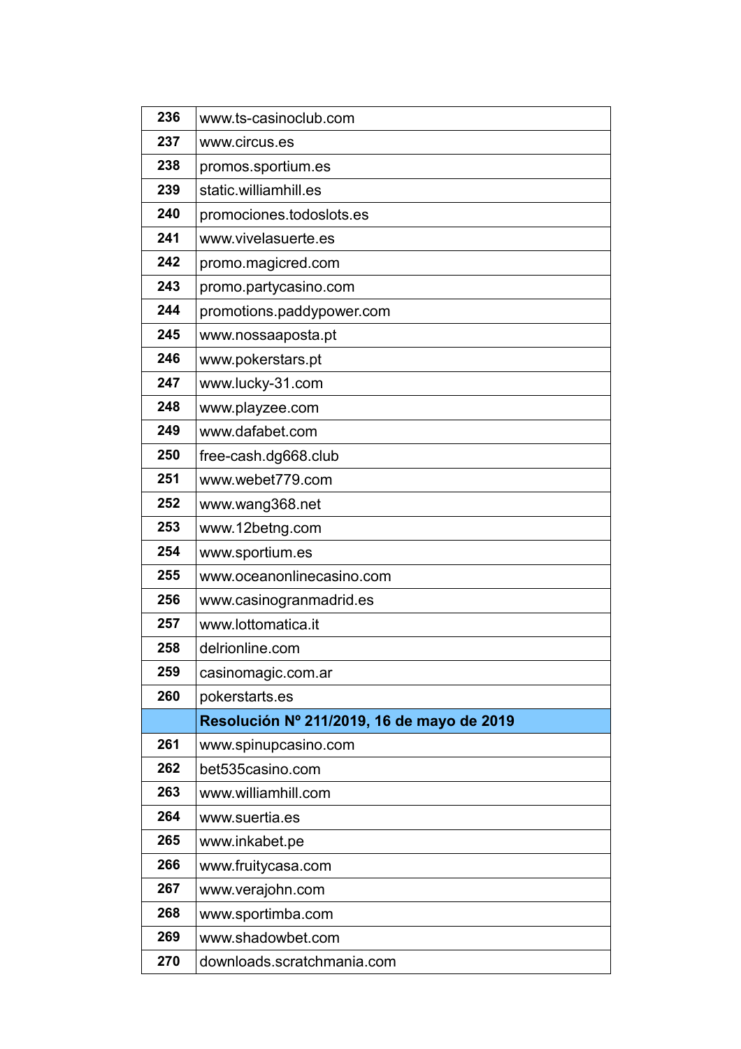| 236 | www.ts-casinoclub.com |
|---|---|
| 237 | www.circus.es |
| 238 | promos.sportium.es |
| 239 | static.williamhill.es |
| 240 | promociones.todoslots.es |
| 241 | www.vivelasuerte.es |
| 242 | promo.magicred.com |
| 243 | promo.partycasino.com |
| 244 | promotions.paddypower.com |
| 245 | www.nossaaposta.pt |
| 246 | www.pokerstars.pt |
| 247 | www.lucky-31.com |
| 248 | www.playzee.com |
| 249 | www.dafabet.com |
| 250 | free-cash.dg668.club |
| 251 | www.webet779.com |
| 252 | www.wang368.net |
| 253 | www.12betng.com |
| 254 | www.sportium.es |
| 255 | www.oceanonlinecasino.com |
| 256 | www.casinogranmadrid.es |
| 257 | www.lottomatica.it |
| 258 | delrionline.com |
| 259 | casinomagic.com.ar |
| 260 | pokerstarts.es |
| | **Resolución Nº 211/2019, 16 de mayo de 2019** |
| 261 | www.spinupcasino.com |
| 262 | bet535casino.com |
| 263 | www.williamhill.com |
| 264 | www.suertia.es |
| 265 | www.inkabet.pe |
| 266 | www.fruitycasa.com |
| 267 | www.verajohn.com |
| 268 | www.sportimba.com |
| 269 | www.shadowbet.com |
| 270 | downloads.scratchmania.com |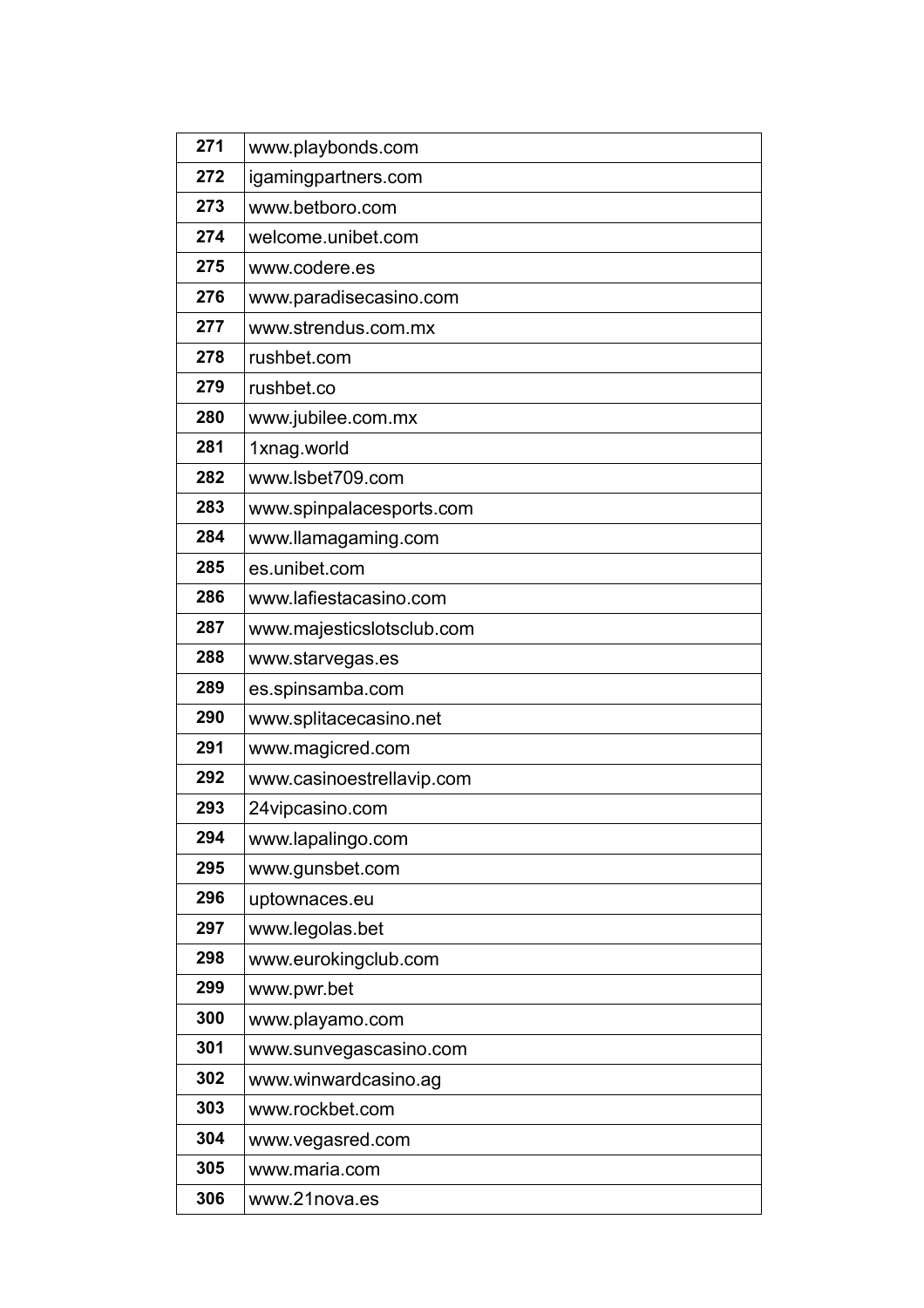| 271 | www.playbonds.com |
|---|---|
| 272 | igamingpartners.com |
| 273 | www.betboro.com |
| 274 | welcome.unibet.com |
| 275 | www.codere.es |
| 276 | www.paradisecasino.com |
| 277 | www.strendus.com.mx |
| 278 | rushbet.com |
| 279 | rushbet.co |
| 280 | www.jubilee.com.mx |
| 281 | 1xnag.world |
| 282 | www.lsbet709.com |
| 283 | www.spinpalacesports.com |
| 284 | www.llamagaming.com |
| 285 | es.unibet.com |
| 286 | www.lafiestacasino.com |
| 287 | www.majesticslotsclub.com |
| 288 | www.starvegas.es |
| 289 | es.spinsamba.com |
| 290 | www.splitacecasino.net |
| 291 | www.magicred.com |
| 292 | www.casinoestrellavip.com |
| 293 | 24vipcasino.com |
| 294 | www.lapalingo.com |
| 295 | www.gunsbet.com |
| 296 | uptownaces.eu |
| 297 | www.legolas.bet |
| 298 | www.eurokingclub.com |
| 299 | www.pwr.bet |
| 300 | www.playamo.com |
| 301 | www.sunvegascasino.com |
| 302 | www.winwardcasino.ag |
| 303 | www.rockbet.com |
| 304 | www.vegasred.com |
| 305 | www.maria.com |
| 306 | www.21nova.es |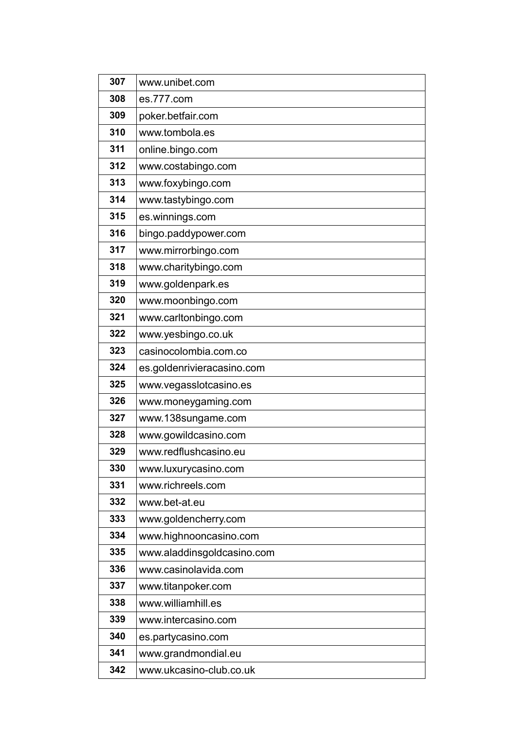| 307 | www.unibet.com |
|---|---|
| 308 | es.777.com |
| 309 | poker.betfair.com |
| 310 | www.tombola.es |
| 311 | online.bingo.com |
| 312 | www.costabingo.com |
| 313 | www.foxybingo.com |
| 314 | www.tastybingo.com |
| 315 | es.winnings.com |
| 316 | bingo.paddypower.com |
| 317 | www.mirrorbingo.com |
| 318 | www.charitybingo.com |
| 319 | www.goldenpark.es |
| 320 | www.moonbingo.com |
| 321 | www.carltonbingo.com |
| 322 | www.yesbingo.co.uk |
| 323 | casinocolombia.com.co |
| 324 | es.goldenrivieracasino.com |
| 325 | www.vegasslotcasino.es |
| 326 | www.moneygaming.com |
| 327 | www.138sungame.com |
| 328 | www.gowildcasino.com |
| 329 | www.redflushcasino.eu |
| 330 | www.luxurycasino.com |
| 331 | www.richreels.com |
| 332 | www.bet-at.eu |
| 333 | www.goldencherry.com |
| 334 | www.highnooncasino.com |
| 335 | www.aladdinsgoldcasino.com |
| 336 | www.casinolavida.com |
| 337 | www.titanpoker.com |
| 338 | www.williamhill.es |
| 339 | www.intercasino.com |
| 340 | es.partycasino.com |
| 341 | www.grandmondial.eu |
| 342 | www.ukcasino-club.co.uk |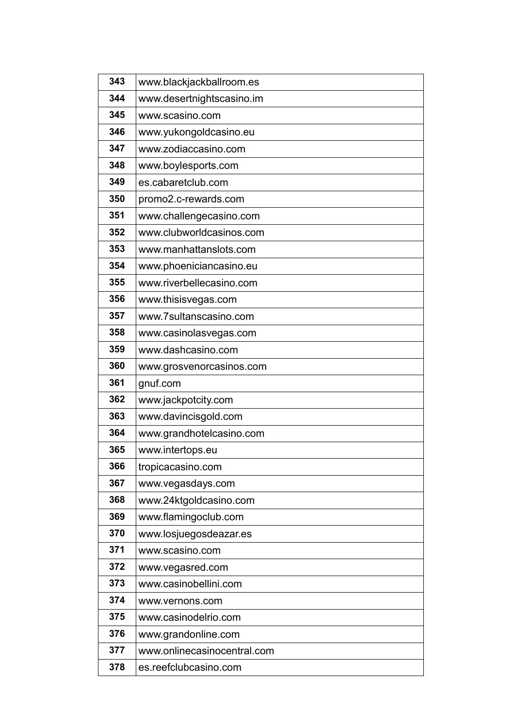| | |
|---|---|
| 343 | www.blackjackballroom.es |
| 344 | www.desertnightscasino.im |
| 345 | www.scasino.com |
| 346 | www.yukongoldcasino.eu |
| 347 | www.zodiaccasino.com |
| 348 | www.boylesports.com |
| 349 | es.cabaretclub.com |
| 350 | promo2.c-rewards.com |
| 351 | www.challengecasino.com |
| 352 | www.clubworldcasinos.com |
| 353 | www.manhattanslots.com |
| 354 | www.phoeniciancasino.eu |
| 355 | www.riverbellecasino.com |
| 356 | www.thisisvegas.com |
| 357 | www.7sultanscasino.com |
| 358 | www.casinolasvegas.com |
| 359 | www.dashcasino.com |
| 360 | www.grosvenorcasinos.com |
| 361 | gnuf.com |
| 362 | www.jackpotcity.com |
| 363 | www.davincisgold.com |
| 364 | www.grandhotelcasino.com |
| 365 | www.intertops.eu |
| 366 | tropicacasino.com |
| 367 | www.vegasdays.com |
| 368 | www.24ktgoldcasino.com |
| 369 | www.flamingoclub.com |
| 370 | www.losjuegosdeazar.es |
| 371 | www.scasino.com |
| 372 | www.vegasred.com |
| 373 | www.casinobellini.com |
| 374 | www.vernons.com |
| 375 | www.casinodelrio.com |
| 376 | www.grandonline.com |
| 377 | www.onlinecasinocentral.com |
| 378 | es.reefclubcasino.com |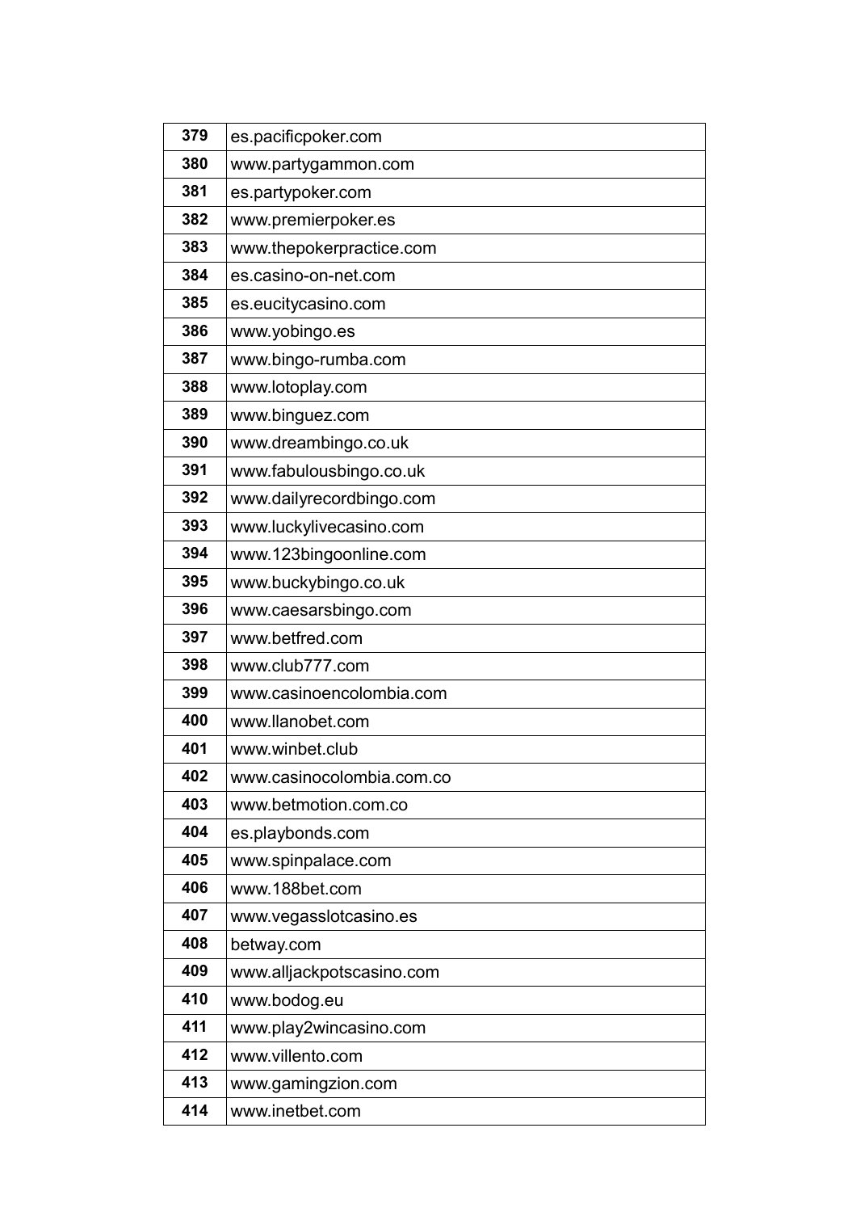| 379 | es.pacificpoker.com |
|---|---|
| 380 | www.partygammon.com |
| 381 | es.partypoker.com |
| 382 | www.premierpoker.es |
| 383 | www.thepokerpractice.com |
| 384 | es.casino-on-net.com |
| 385 | es.eucitycasino.com |
| 386 | www.yobingo.es |
| 387 | www.bingo-rumba.com |
| 388 | www.lotoplay.com |
| 389 | www.binguez.com |
| 390 | www.dreambingo.co.uk |
| 391 | www.fabulousbingo.co.uk |
| 392 | www.dailyrecordbingo.com |
| 393 | www.luckylivecasino.com |
| 394 | www.123bingoonline.com |
| 395 | www.buckybingo.co.uk |
| 396 | www.caesarsbingo.com |
| 397 | www.betfred.com |
| 398 | www.club777.com |
| 399 | www.casinoencolombia.com |
| 400 | www.llanobet.com |
| 401 | www.winbet.club |
| 402 | www.casinocolombia.com.co |
| 403 | www.betmotion.com.co |
| 404 | es.playbonds.com |
| 405 | www.spinpalace.com |
| 406 | www.188bet.com |
| 407 | www.vegasslotcasino.es |
| 408 | betway.com |
| 409 | www.alljackpotscasino.com |
| 410 | www.bodog.eu |
| 411 | www.play2wincasino.com |
| 412 | www.villento.com |
| 413 | www.gamingzion.com |
| 414 | www.inetbet.com |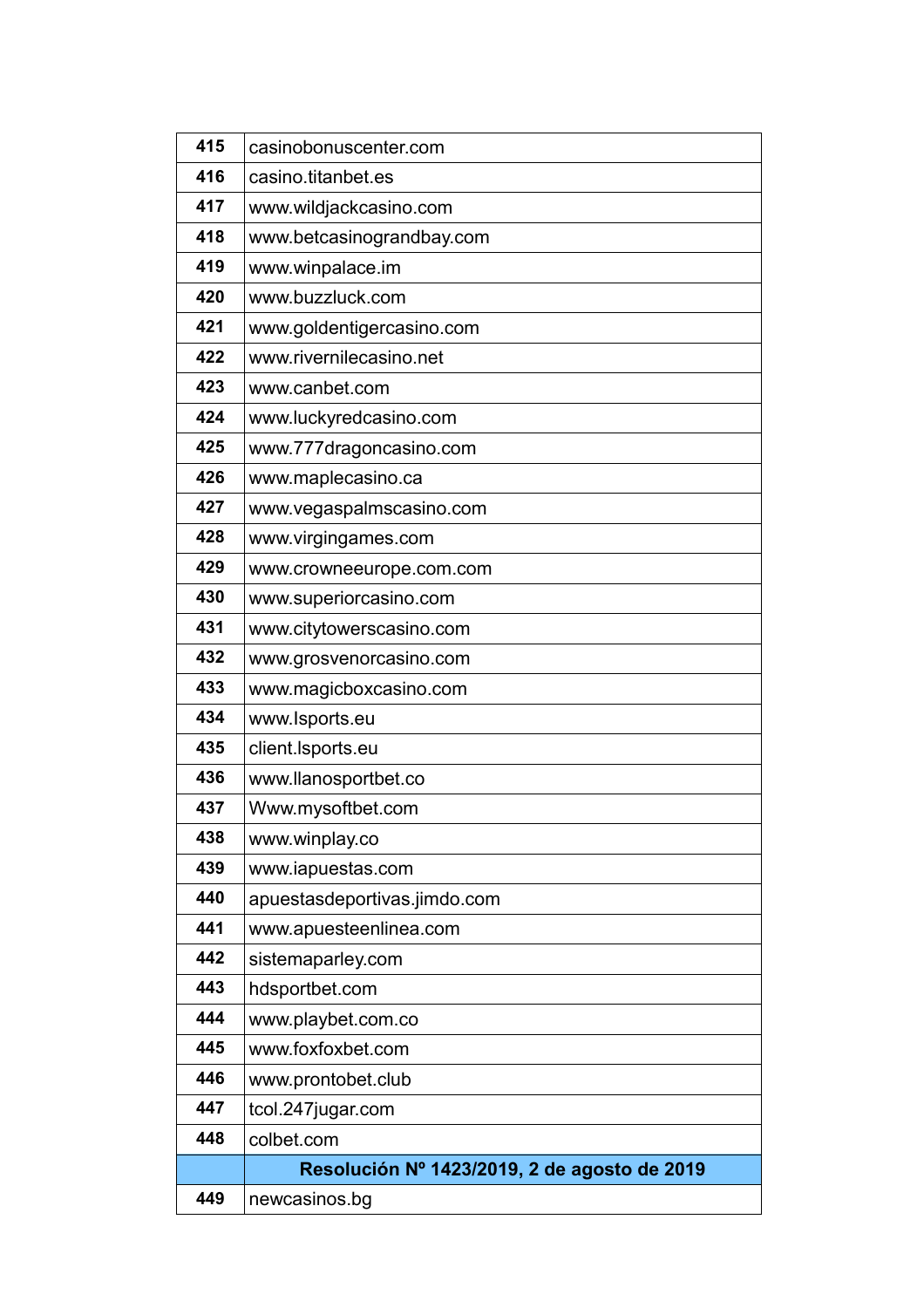| | |
|---|---|
| **415** | casinobonuscenter.com |
| **416** | casino.titanbet.es |
| **417** | www.wildjackcasino.com |
| **418** | www.betcasinograndbay.com |
| **419** | www.winpalace.im |
| **420** | www.buzzluck.com |
| **421** | www.goldentigercasino.com |
| **422** | www.rivernilecasino.net |
| **423** | www.canbet.com |
| **424** | www.luckyredcasino.com |
| **425** | www.777dragoncasino.com |
| **426** | www.maplecasino.ca |
| **427** | www.vegaspalmscasino.com |
| **428** | www.virgingames.com |
| **429** | www.crowneeurope.com.com |
| **430** | www.superiorcasino.com |
| **431** | www.citytowerscasino.com |
| **432** | www.grosvenorcasino.com |
| **433** | www.magicboxcasino.com |
| **434** | www.lsports.eu |
| **435** | client.lsports.eu |
| **436** | www.llanosportbet.co |
| **437** | Www.mysoftbet.com |
| **438** | www.winplay.co |
| **439** | www.iapuestas.com |
| **440** | apuestasdeportivas.jimdo.com |
| **441** | www.apuesteenlinea.com |
| **442** | sistemaparley.com |
| **443** | hdsportbet.com |
| **444** | www.playbet.com.co |
| **445** | www.foxfoxbet.com |
| **446** | www.prontobet.club |
| **447** | tcol.247jugar.com |
| **448** | colbet.com |
| | **Resolución Nº 1423/2019, 2 de agosto de 2019** |
| **449** | newcasinos.bg |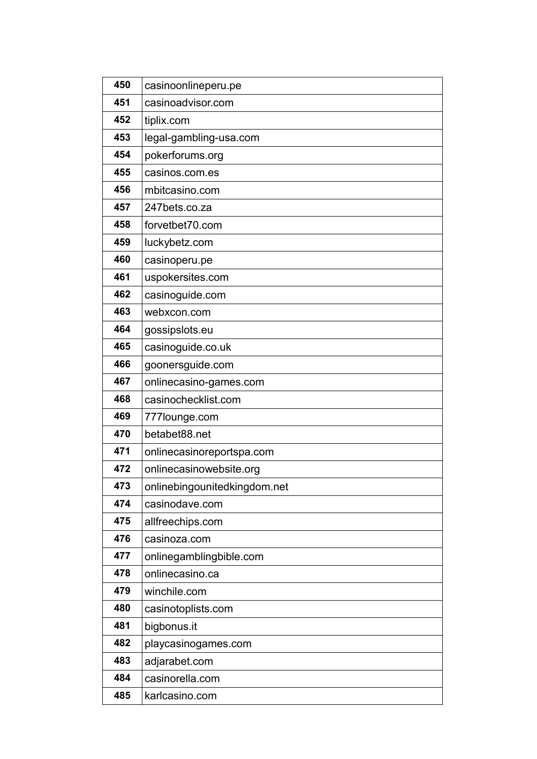| 450 | casinoonlineperu.pe |
|---|---|
| 451 | casinoadvisor.com |
| 452 | tiplix.com |
| 453 | legal-gambling-usa.com |
| 454 | pokerforums.org |
| 455 | casinos.com.es |
| 456 | mbitcasino.com |
| 457 | 247bets.co.za |
| 458 | forvetbet70.com |
| 459 | luckybetz.com |
| 460 | casinoperu.pe |
| 461 | uspokersites.com |
| 462 | casinoguide.com |
| 463 | webxcon.com |
| 464 | gossipslots.eu |
| 465 | casinoguide.co.uk |
| 466 | goonersguide.com |
| 467 | onlinecasino-games.com |
| 468 | casinochecklist.com |
| 469 | 777lounge.com |
| 470 | betabet88.net |
| 471 | onlinecasinoreportspa.com |
| 472 | onlinecasinowebsite.org |
| 473 | onlinebingounitedkingdom.net |
| 474 | casinodave.com |
| 475 | allfreechips.com |
| 476 | casinoza.com |
| 477 | onlinegamblingbible.com |
| 478 | onlinecasino.ca |
| 479 | winchile.com |
| 480 | casinotoplists.com |
| 481 | bigbonus.it |
| 482 | playcasinogames.com |
| 483 | adjarabet.com |
| 484 | casinorella.com |
| 485 | karlcasino.com |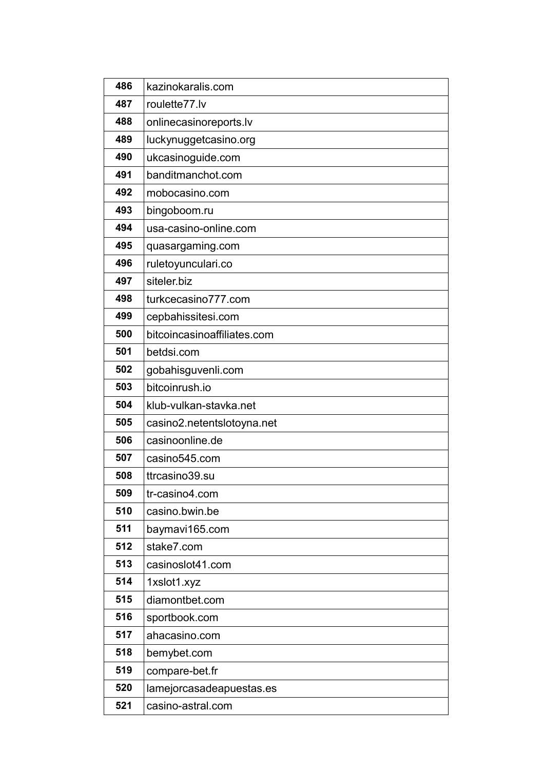| | |
|---|---|
| 486 | kazinokaralis.com |
| 487 | roulette77.lv |
| 488 | onlinecasinoreports.lv |
| 489 | luckynuggetcasino.org |
| 490 | ukcasinoguide.com |
| 491 | banditmanchot.com |
| 492 | mobocasino.com |
| 493 | bingoboom.ru |
| 494 | usa-casino-online.com |
| 495 | quasargaming.com |
| 496 | ruletoyunculari.co |
| 497 | siteler.biz |
| 498 | turkcecasino777.com |
| 499 | cepbahissitesi.com |
| 500 | bitcoincasinoaffiliates.com |
| 501 | betdsi.com |
| 502 | gobahisguvenli.com |
| 503 | bitcoinrush.io |
| 504 | klub-vulkan-stavka.net |
| 505 | casino2.netentslotoyna.net |
| 506 | casinoonline.de |
| 507 | casino545.com |
| 508 | ttrcasino39.su |
| 509 | tr-casino4.com |
| 510 | casino.bwin.be |
| 511 | baymavi165.com |
| 512 | stake7.com |
| 513 | casinoslot41.com |
| 514 | 1xslot1.xyz |
| 515 | diamontbet.com |
| 516 | sportbook.com |
| 517 | ahacasino.com |
| 518 | bemybet.com |
| 519 | compare-bet.fr |
| 520 | lamejorcasadeapuestas.es |
| 521 | casino-astral.com |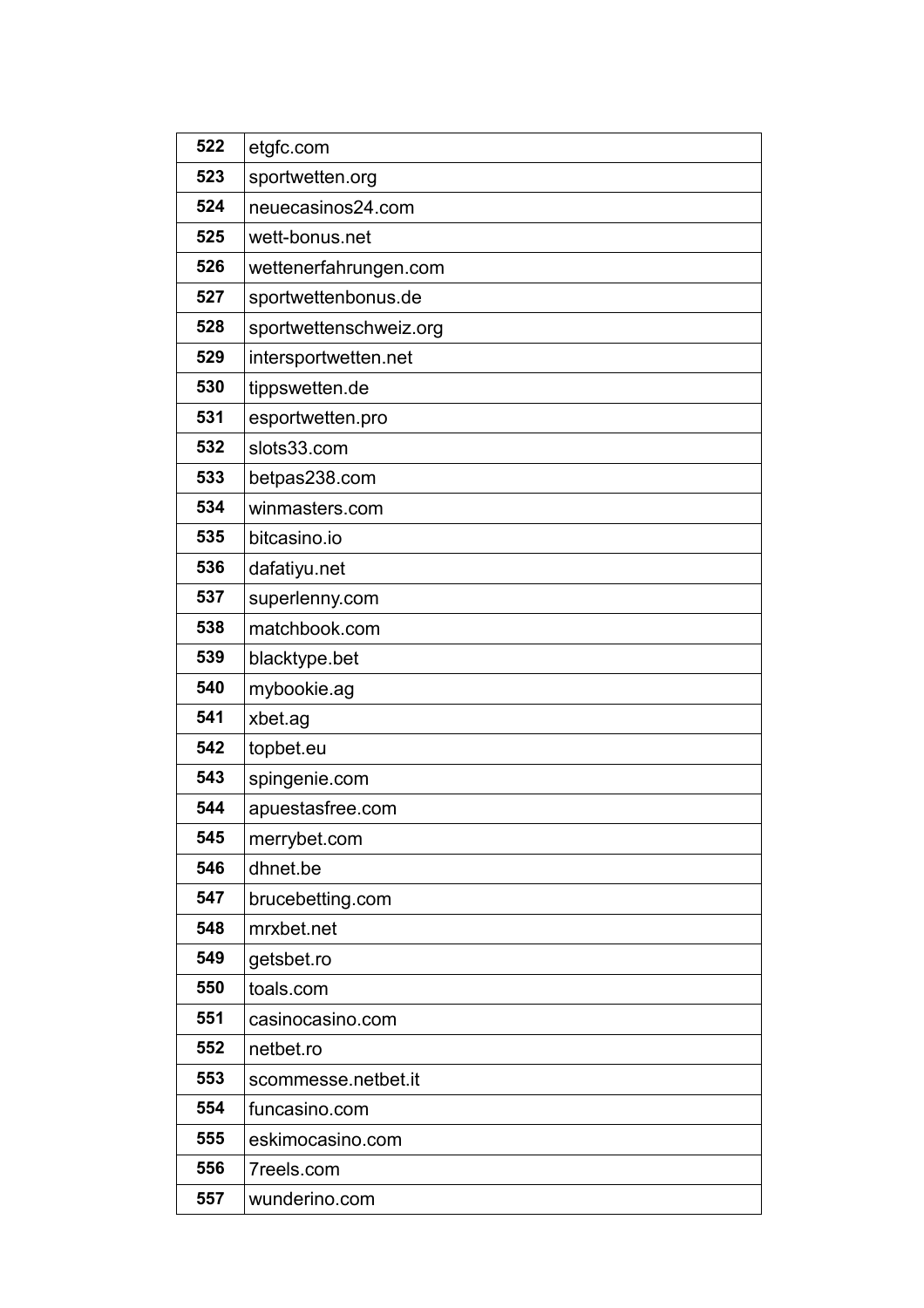| | |
|---|---|
| **522** | etgfc.com |
| **523** | sportwetten.org |
| **524** | neuecasinos24.com |
| **525** | wett-bonus.net |
| **526** | wettenerfahrungen.com |
| **527** | sportwettenbonus.de |
| **528** | sportwettenschweiz.org |
| **529** | intersportwetten.net |
| **530** | tippswetten.de |
| **531** | esportwetten.pro |
| **532** | slots33.com |
| **533** | betpas238.com |
| **534** | winmasters.com |
| **535** | bitcasino.io |
| **536** | dafatiyu.net |
| **537** | superlenny.com |
| **538** | matchbook.com |
| **539** | blacktype.bet |
| **540** | mybookie.ag |
| **541** | xbet.ag |
| **542** | topbet.eu |
| **543** | spingenie.com |
| **544** | apuestasfree.com |
| **545** | merrybet.com |
| **546** | dhnet.be |
| **547** | brucebetting.com |
| **548** | mrxbet.net |
| **549** | getsbet.ro |
| **550** | toals.com |
| **551** | casinocasino.com |
| **552** | netbet.ro |
| **553** | scommesse.netbet.it |
| **554** | funcasino.com |
| **555** | eskimocasino.com |
| **556** | 7reels.com |
| **557** | wunderino.com |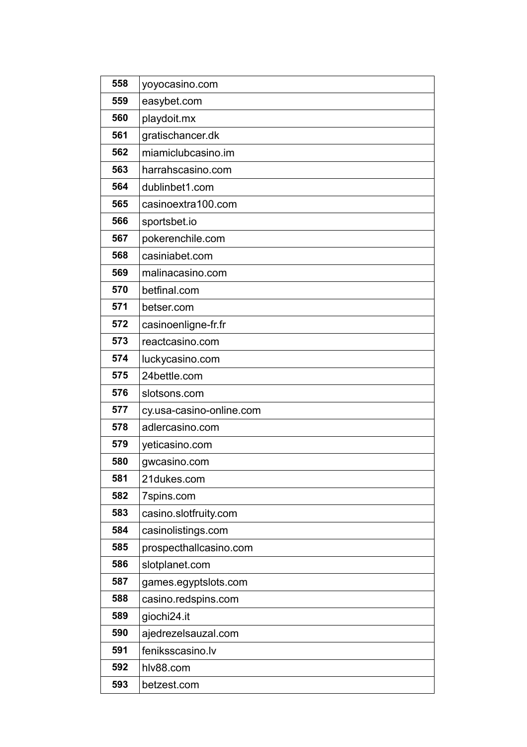| 558 | yoyocasino.com |
|---|---|
| 559 | easybet.com |
| 560 | playdoit.mx |
| 561 | gratischancer.dk |
| 562 | miamiclubcasino.im |
| 563 | harrahscasino.com |
| 564 | dublinbet1.com |
| 565 | casinoextra100.com |
| 566 | sportsbet.io |
| 567 | pokerenchile.com |
| 568 | casiniabet.com |
| 569 | malinacasino.com |
| 570 | betfinal.com |
| 571 | betser.com |
| 572 | casinoenligne-fr.fr |
| 573 | reactcasino.com |
| 574 | luckycasino.com |
| 575 | 24bettle.com |
| 576 | slotsons.com |
| 577 | cy.usa-casino-online.com |
| 578 | adlercasino.com |
| 579 | yeticasino.com |
| 580 | gwcasino.com |
| 581 | 21dukes.com |
| 582 | 7spins.com |
| 583 | casino.slotfruity.com |
| 584 | casinolistings.com |
| 585 | prospecthallcasino.com |
| 586 | slotplanet.com |
| 587 | games.egyptslots.com |
| 588 | casino.redspins.com |
| 589 | giochi24.it |
| 590 | ajedrezelsauzal.com |
| 591 | feniksscasino.lv |
| 592 | hlv88.com |
| 593 | betzest.com |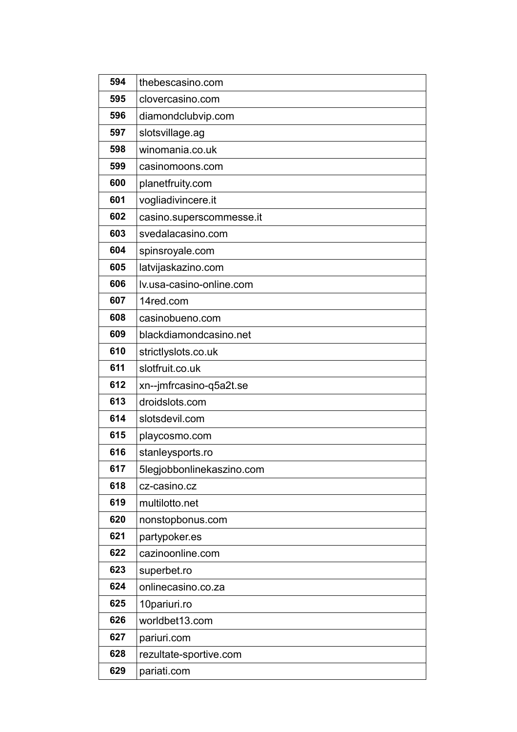| 594 | thebescasino.com |
|---|---|
| 595 | clovercasino.com |
| 596 | diamondclubvip.com |
| 597 | slotsvillage.ag |
| 598 | winomania.co.uk |
| 599 | casinomoons.com |
| 600 | planetfruity.com |
| 601 | vogliadivincere.it |
| 602 | casino.superscommesse.it |
| 603 | svedalacasino.com |
| 604 | spinsroyale.com |
| 605 | latvijaskazino.com |
| 606 | lv.usa-casino-online.com |
| 607 | 14red.com |
| 608 | casinobueno.com |
| 609 | blackdiamondcasino.net |
| 610 | strictlyslots.co.uk |
| 611 | slotfruit.co.uk |
| 612 | xn--jmfrcasino-q5a2t.se |
| 613 | droidslots.com |
| 614 | slotsdevil.com |
| 615 | playcosmo.com |
| 616 | stanleysports.ro |
| 617 | 5legjobbonlinekaszino.com |
| 618 | cz-casino.cz |
| 619 | multilotto.net |
| 620 | nonstopbonus.com |
| 621 | partypoker.es |
| 622 | cazinoonline.com |
| 623 | superbet.ro |
| 624 | onlinecasino.co.za |
| 625 | 10pariuri.ro |
| 626 | worldbet13.com |
| 627 | pariuri.com |
| 628 | rezultate-sportive.com |
| 629 | pariati.com |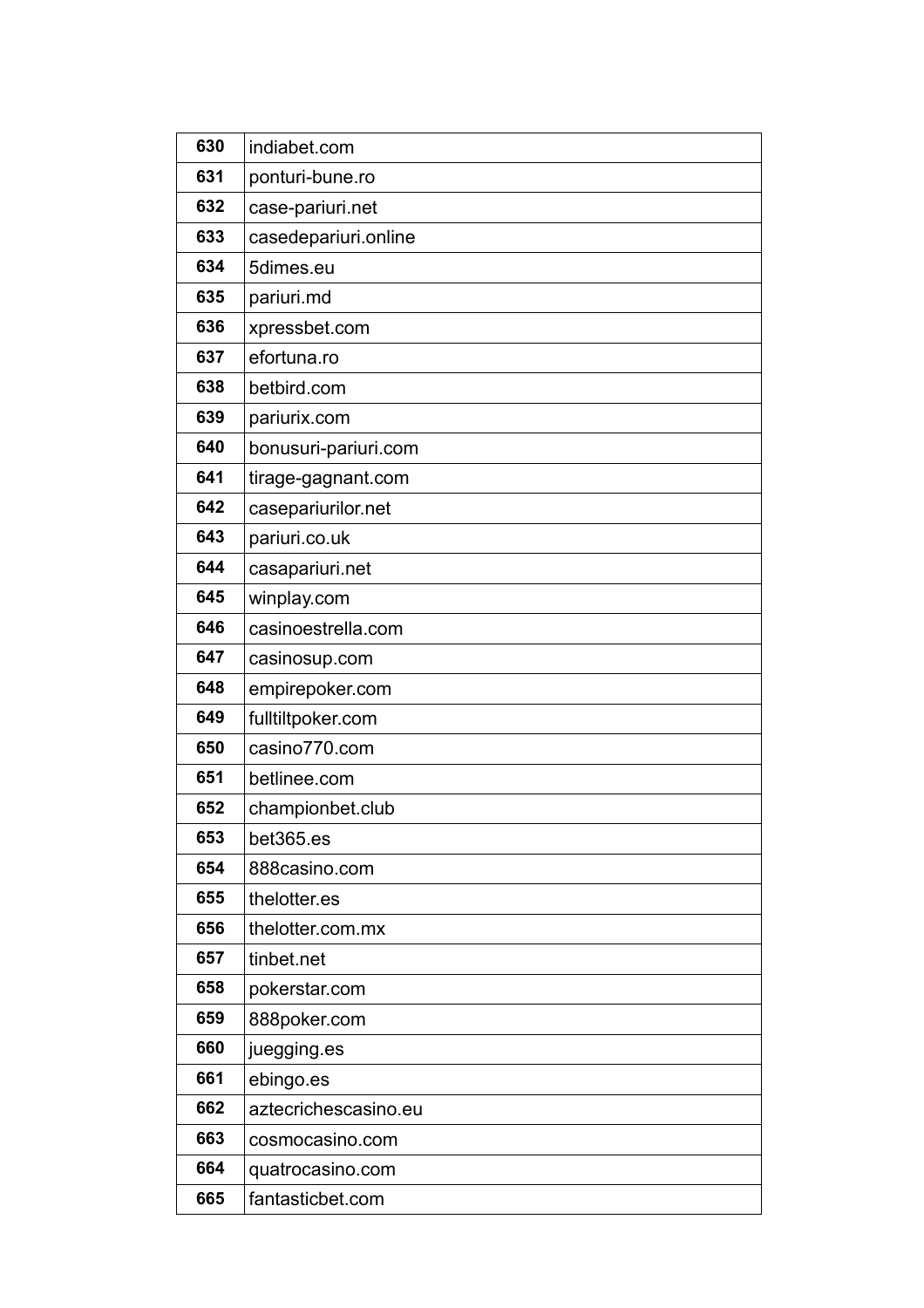| | |
|---|---|
| 630 | indiabet.com |
| 631 | ponturi-bune.ro |
| 632 | case-pariuri.net |
| 633 | casedepariuri.online |
| 634 | 5dimes.eu |
| 635 | pariuri.md |
| 636 | xpressbet.com |
| 637 | efortuna.ro |
| 638 | betbird.com |
| 639 | pariurix.com |
| 640 | bonusuri-pariuri.com |
| 641 | tirage-gagnant.com |
| 642 | casepariurilor.net |
| 643 | pariuri.co.uk |
| 644 | casapariuri.net |
| 645 | winplay.com |
| 646 | casinoestrella.com |
| 647 | casinosup.com |
| 648 | empirepoker.com |
| 649 | fulltiltpoker.com |
| 650 | casino770.com |
| 651 | betlinee.com |
| 652 | championbet.club |
| 653 | bet365.es |
| 654 | 888casino.com |
| 655 | thelotter.es |
| 656 | thelotter.com.mx |
| 657 | tinbet.net |
| 658 | pokerstar.com |
| 659 | 888poker.com |
| 660 | juegging.es |
| 661 | ebingo.es |
| 662 | aztecrichescasino.eu |
| 663 | cosmocasino.com |
| 664 | quatrocasino.com |
| 665 | fantasticbet.com |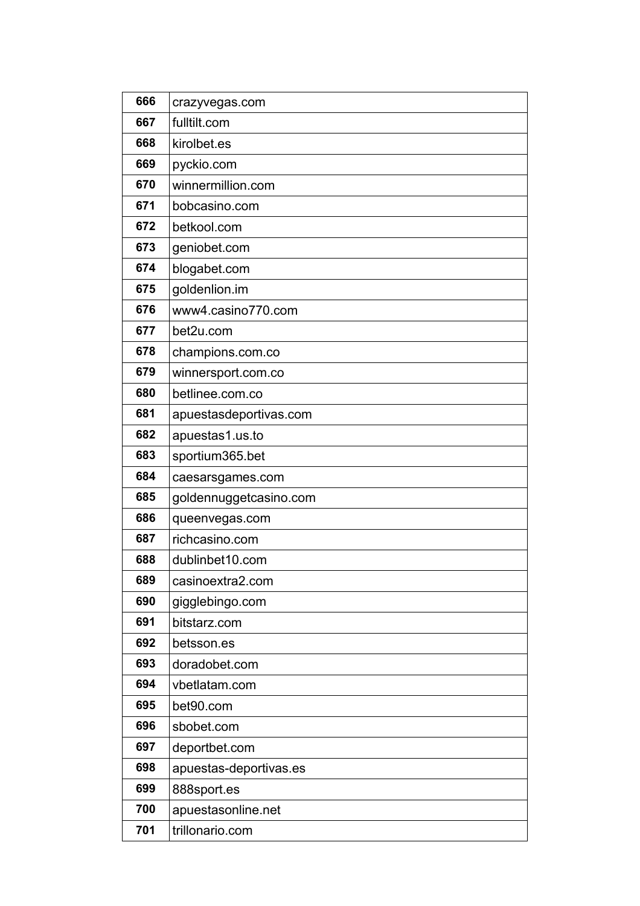| 666 | crazyvegas.com |
|---|---|
| 667 | fulltilt.com |
| 668 | kirolbet.es |
| 669 | pyckio.com |
| 670 | winnermillion.com |
| 671 | bobcasino.com |
| 672 | betkool.com |
| 673 | geniobet.com |
| 674 | blogabet.com |
| 675 | goldenlion.im |
| 676 | www4.casino770.com |
| 677 | bet2u.com |
| 678 | champions.com.co |
| 679 | winnersport.com.co |
| 680 | betlinee.com.co |
| 681 | apuestasdeportivas.com |
| 682 | apuestas1.us.to |
| 683 | sportium365.bet |
| 684 | caesarsgames.com |
| 685 | goldennuggetcasino.com |
| 686 | queenvegas.com |
| 687 | richcasino.com |
| 688 | dublinbet10.com |
| 689 | casinoextra2.com |
| 690 | gigglebingo.com |
| 691 | bitstarz.com |
| 692 | betsson.es |
| 693 | doradobet.com |
| 694 | vbetlatam.com |
| 695 | bet90.com |
| 696 | sbobet.com |
| 697 | deportbet.com |
| 698 | apuestas-deportivas.es |
| 699 | 888sport.es |
| 700 | apuestasonline.net |
| 701 | trillonario.com |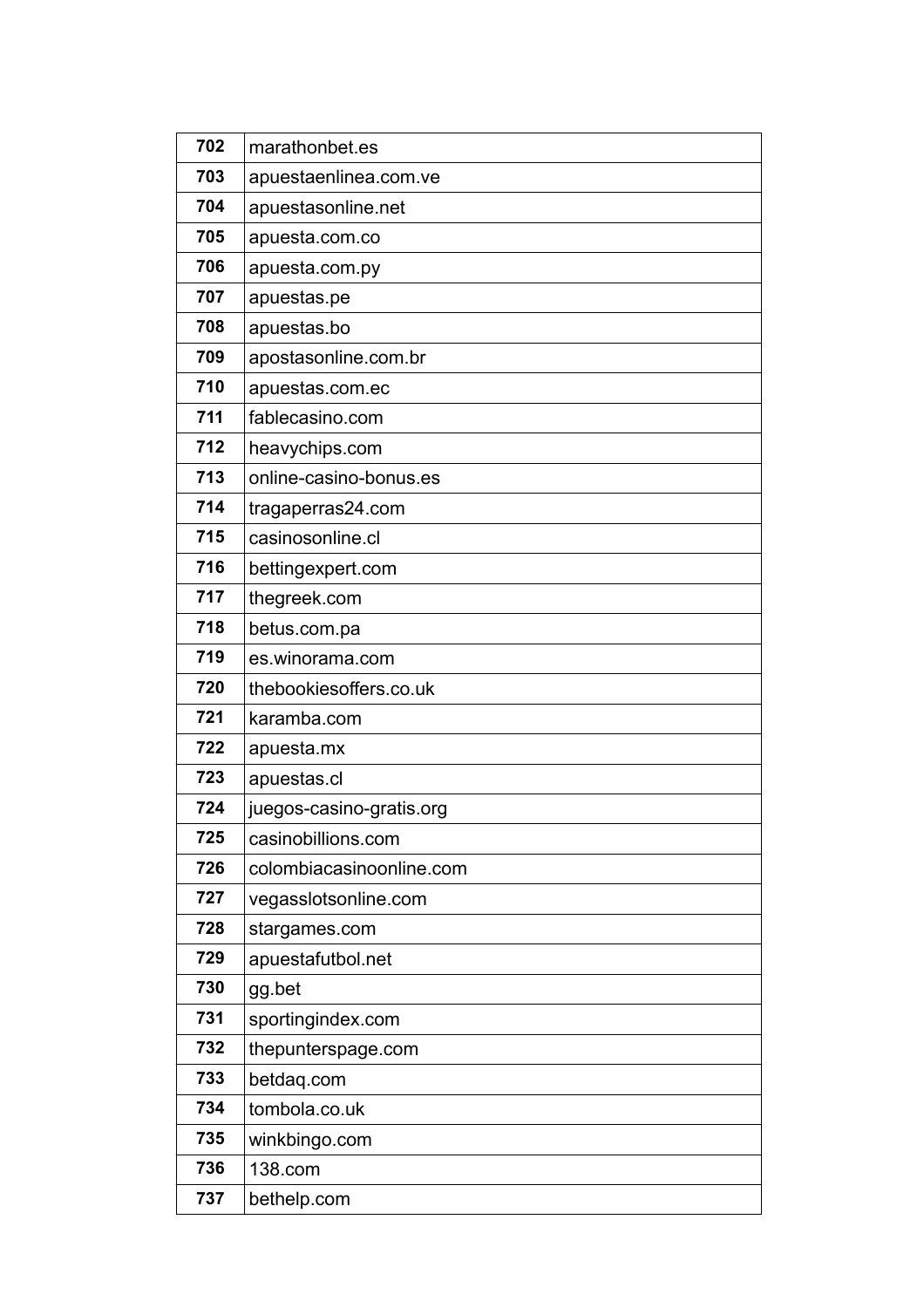| 702 | marathonbet.es |
|---|---|
| 703 | apuestaenlinea.com.ve |
| 704 | apuestasonline.net |
| 705 | apuesta.com.co |
| 706 | apuesta.com.py |
| 707 | apuestas.pe |
| 708 | apuestas.bo |
| 709 | apostasonline.com.br |
| 710 | apuestas.com.ec |
| 711 | fablecasino.com |
| 712 | heavychips.com |
| 713 | online-casino-bonus.es |
| 714 | tragaperras24.com |
| 715 | casinosonline.cl |
| 716 | bettingexpert.com |
| 717 | thegreek.com |
| 718 | betus.com.pa |
| 719 | es.winorama.com |
| 720 | thebookiesoffers.co.uk |
| 721 | karamba.com |
| 722 | apuesta.mx |
| 723 | apuestas.cl |
| 724 | juegos-casino-gratis.org |
| 725 | casinobillions.com |
| 726 | colombiacasinoonline.com |
| 727 | vegasslotsonline.com |
| 728 | stargames.com |
| 729 | apuestafutbol.net |
| 730 | gg.bet |
| 731 | sportingindex.com |
| 732 | thepunterspage.com |
| 733 | betdaq.com |
| 734 | tombola.co.uk |
| 735 | winkbingo.com |
| 736 | 138.com |
| 737 | bethelp.com |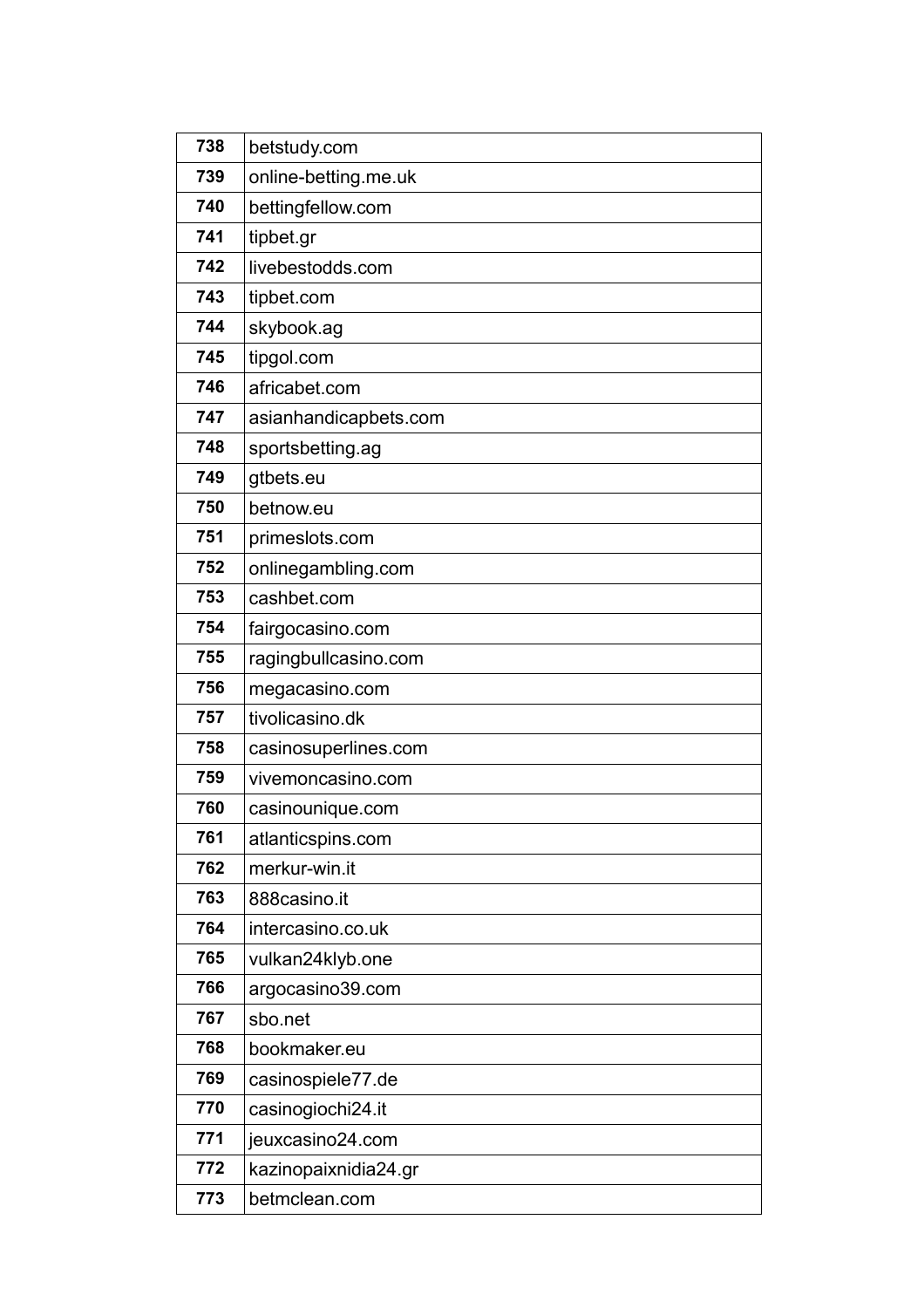| | |
|---|---|
| 738 | betstudy.com |
| 739 | online-betting.me.uk |
| 740 | bettingfellow.com |
| 741 | tipbet.gr |
| 742 | livebestodds.com |
| 743 | tipbet.com |
| 744 | skybook.ag |
| 745 | tipgol.com |
| 746 | africabet.com |
| 747 | asianhandicapbets.com |
| 748 | sportsbetting.ag |
| 749 | gtbets.eu |
| 750 | betnow.eu |
| 751 | primeslots.com |
| 752 | onlinegambling.com |
| 753 | cashbet.com |
| 754 | fairgocasino.com |
| 755 | ragingbullcasino.com |
| 756 | megacasino.com |
| 757 | tivolicasino.dk |
| 758 | casinosuperlines.com |
| 759 | vivemoncasino.com |
| 760 | casinounique.com |
| 761 | atlanticspins.com |
| 762 | merkur-win.it |
| 763 | 888casino.it |
| 764 | intercasino.co.uk |
| 765 | vulkan24klyb.one |
| 766 | argocasino39.com |
| 767 | sbo.net |
| 768 | bookmaker.eu |
| 769 | casinospiele77.de |
| 770 | casinogiochi24.it |
| 771 | jeuxcasino24.com |
| 772 | kazinopaixnidia24.gr |
| 773 | betmclean.com |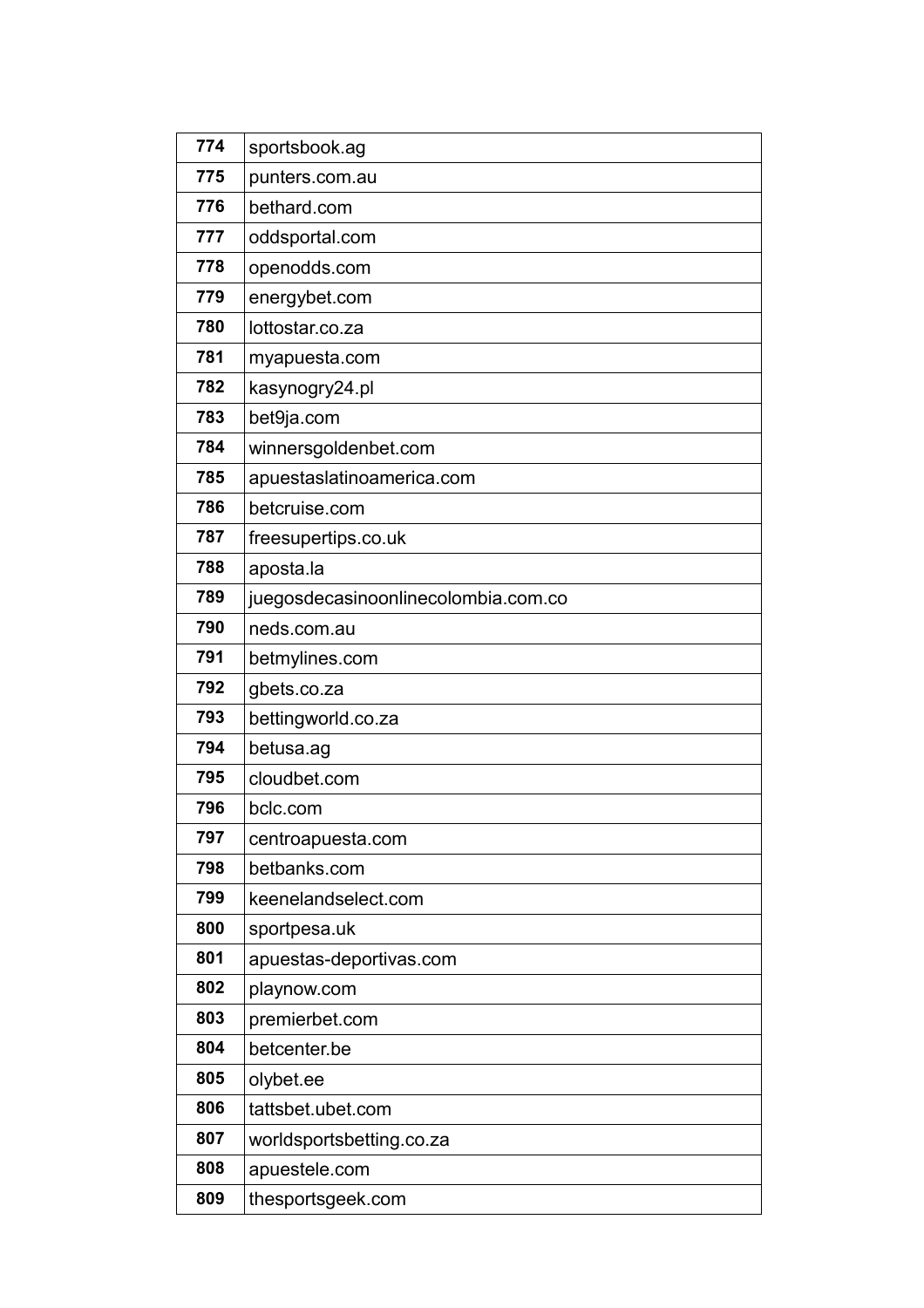| 774 | sportsbook.ag |
|---|---|
| 775 | punters.com.au |
| 776 | bethard.com |
| 777 | oddsportal.com |
| 778 | openodds.com |
| 779 | energybet.com |
| 780 | lottostar.co.za |
| 781 | myapuesta.com |
| 782 | kasynogry24.pl |
| 783 | bet9ja.com |
| 784 | winnersgoldenbet.com |
| 785 | apuestaslatinoamerica.com |
| 786 | betcruise.com |
| 787 | freesupertips.co.uk |
| 788 | aposta.la |
| 789 | juegosdecasinoonlinecolombia.com.co |
| 790 | neds.com.au |
| 791 | betmylines.com |
| 792 | gbets.co.za |
| 793 | bettingworld.co.za |
| 794 | betusa.ag |
| 795 | cloudbet.com |
| 796 | bclc.com |
| 797 | centroapuesta.com |
| 798 | betbanks.com |
| 799 | keenelandselect.com |
| 800 | sportpesa.uk |
| 801 | apuestas-deportivas.com |
| 802 | playnow.com |
| 803 | premierbet.com |
| 804 | betcenter.be |
| 805 | olybet.ee |
| 806 | tattsbet.ubet.com |
| 807 | worldsportsbetting.co.za |
| 808 | apuestele.com |
| 809 | thesportsgeek.com |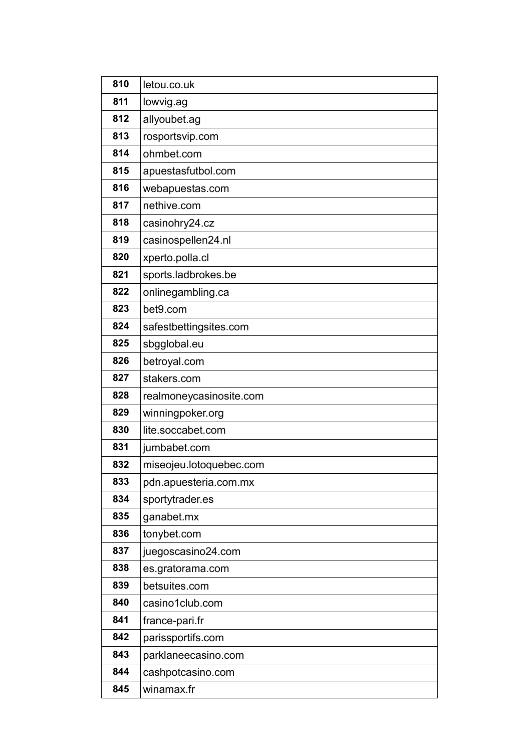| 810 | letou.co.uk |
|---|---|
| 811 | lowvig.ag |
| 812 | allyoubet.ag |
| 813 | rosportsvip.com |
| 814 | ohmbet.com |
| 815 | apuestasfutbol.com |
| 816 | webapuestas.com |
| 817 | nethive.com |
| 818 | casinohry24.cz |
| 819 | casinospellen24.nl |
| 820 | xperto.polla.cl |
| 821 | sports.ladbrokes.be |
| 822 | onlinegambling.ca |
| 823 | bet9.com |
| 824 | safestbettingsites.com |
| 825 | sbgglobal.eu |
| 826 | betroyal.com |
| 827 | stakers.com |
| 828 | realmoneycasinosite.com |
| 829 | winningpoker.org |
| 830 | lite.soccabet.com |
| 831 | jumbabet.com |
| 832 | miseojeu.lotoquebec.com |
| 833 | pdn.apuesteria.com.mx |
| 834 | sportytrader.es |
| 835 | ganabet.mx |
| 836 | tonybet.com |
| 837 | juegoscasino24.com |
| 838 | es.gratorama.com |
| 839 | betsuites.com |
| 840 | casino1club.com |
| 841 | france-pari.fr |
| 842 | parissportifs.com |
| 843 | parklaneecasino.com |
| 844 | cashpotcasino.com |
| 845 | winamax.fr |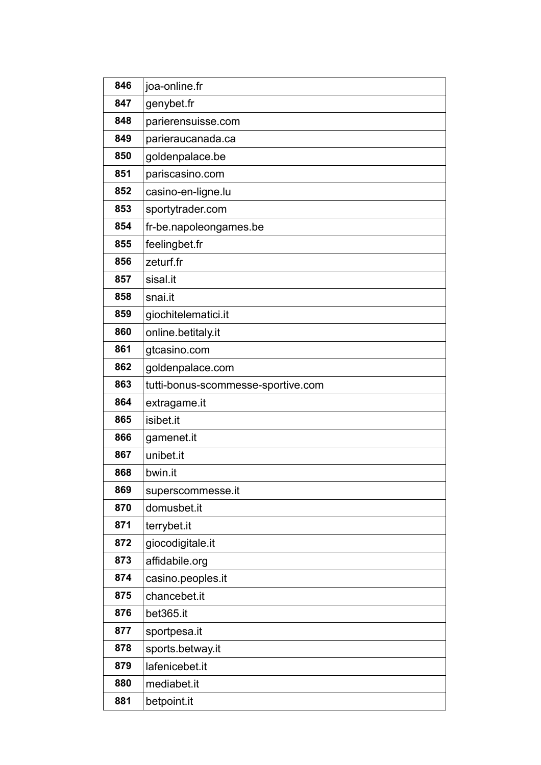| | |
|---|---|
| **846** | joa-online.fr |
| **847** | genybet.fr |
| **848** | parierensuisse.com |
| **849** | parieraucanada.ca |
| **850** | goldenpalace.be |
| **851** | pariscasino.com |
| **852** | casino-en-ligne.lu |
| **853** | sportytrader.com |
| **854** | fr-be.napoleongames.be |
| **855** | feelingbet.fr |
| **856** | zeturf.fr |
| **857** | sisal.it |
| **858** | snai.it |
| **859** | giochitelematici.it |
| **860** | online.betitaly.it |
| **861** | gtcasino.com |
| **862** | goldenpalace.com |
| **863** | tutti-bonus-scommesse-sportive.com |
| **864** | extragame.it |
| **865** | isibet.it |
| **866** | gamenet.it |
| **867** | unibet.it |
| **868** | bwin.it |
| **869** | superscommesse.it |
| **870** | domusbet.it |
| **871** | terrybet.it |
| **872** | giocodigitale.it |
| **873** | affidabile.org |
| **874** | casino.peoples.it |
| **875** | chancebet.it |
| **876** | bet365.it |
| **877** | sportpesa.it |
| **878** | sports.betway.it |
| **879** | lafenicebet.it |
| **880** | mediabet.it |
| **881** | betpoint.it |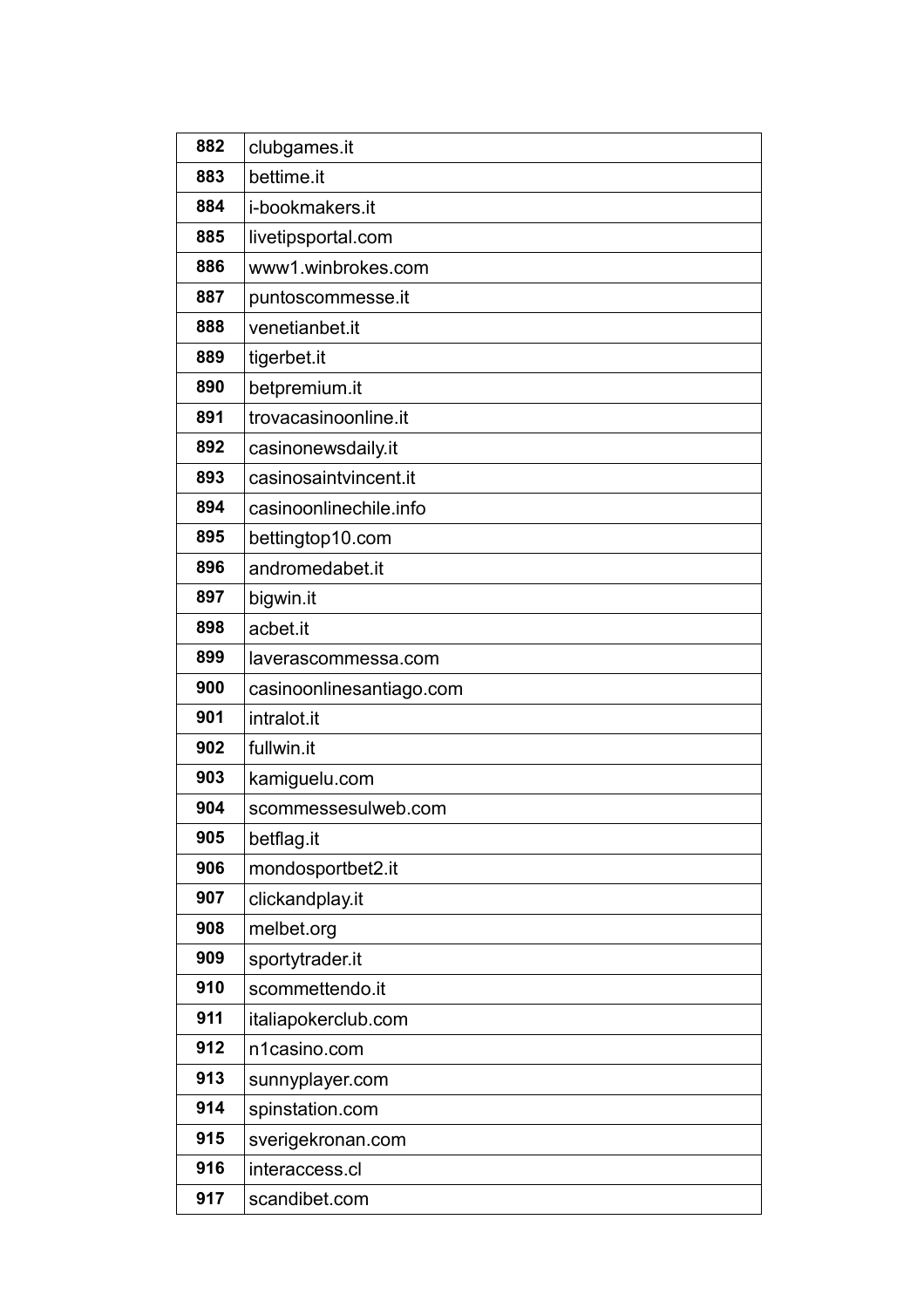| 882 | clubgames.it |
|---|---|
| 883 | bettime.it |
| 884 | i-bookmakers.it |
| 885 | livetipsportal.com |
| 886 | www1.winbrokes.com |
| 887 | puntoscommesse.it |
| 888 | venetianbet.it |
| 889 | tigerbet.it |
| 890 | betpremium.it |
| 891 | trovacasinoonline.it |
| 892 | casinonewsdaily.it |
| 893 | casinosaintvincent.it |
| 894 | casinoonlinechile.info |
| 895 | bettingtop10.com |
| 896 | andromedabet.it |
| 897 | bigwin.it |
| 898 | acbet.it |
| 899 | laverascommessa.com |
| 900 | casinoonlinesantiago.com |
| 901 | intralot.it |
| 902 | fullwin.it |
| 903 | kamiguelu.com |
| 904 | scommessesulweb.com |
| 905 | betflag.it |
| 906 | mondosportbet2.it |
| 907 | clickandplay.it |
| 908 | melbet.org |
| 909 | sportytrader.it |
| 910 | scommettendo.it |
| 911 | italiapokerclub.com |
| 912 | n1casino.com |
| 913 | sunnyplayer.com |
| 914 | spinstation.com |
| 915 | sverigekronan.com |
| 916 | interaccess.cl |
| 917 | scandibet.com |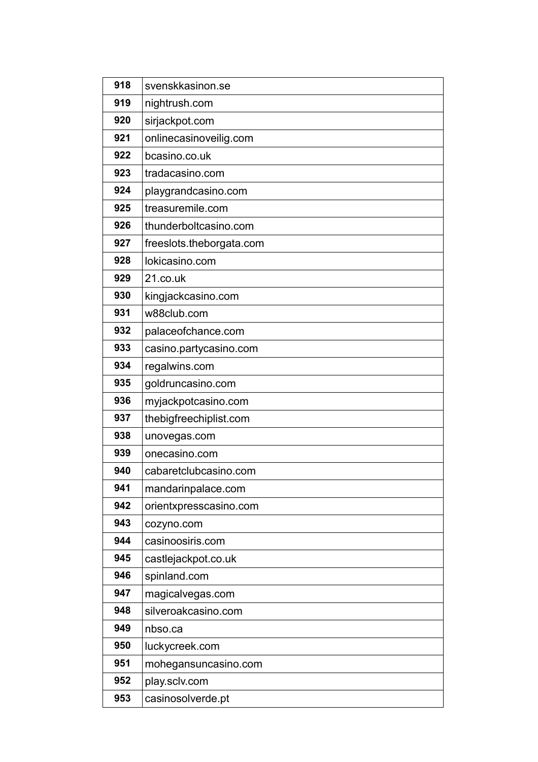| 918 | svenskkasinon.se |
|---|---|
| 919 | nightrush.com |
| 920 | sirjackpot.com |
| 921 | onlinecasinoveilig.com |
| 922 | bcasino.co.uk |
| 923 | tradacasino.com |
| 924 | playgrandcasino.com |
| 925 | treasuremile.com |
| 926 | thunderboltcasino.com |
| 927 | freeslots.theborgata.com |
| 928 | lokicasino.com |
| 929 | 21.co.uk |
| 930 | kingjackcasino.com |
| 931 | w88club.com |
| 932 | palaceofchance.com |
| 933 | casino.partycasino.com |
| 934 | regalwins.com |
| 935 | goldruncasino.com |
| 936 | myjackpotcasino.com |
| 937 | thebigfreechiplist.com |
| 938 | unovegas.com |
| 939 | onecasino.com |
| 940 | cabaretclubcasino.com |
| 941 | mandarinpalace.com |
| 942 | orientxpresscasino.com |
| 943 | cozyno.com |
| 944 | casinoosiris.com |
| 945 | castlejackpot.co.uk |
| 946 | spinland.com |
| 947 | magicalvegas.com |
| 948 | silveroakcasino.com |
| 949 | nbso.ca |
| 950 | luckycreek.com |
| 951 | mohegansuncasino.com |
| 952 | play.sclv.com |
| 953 | casinosolverde.pt |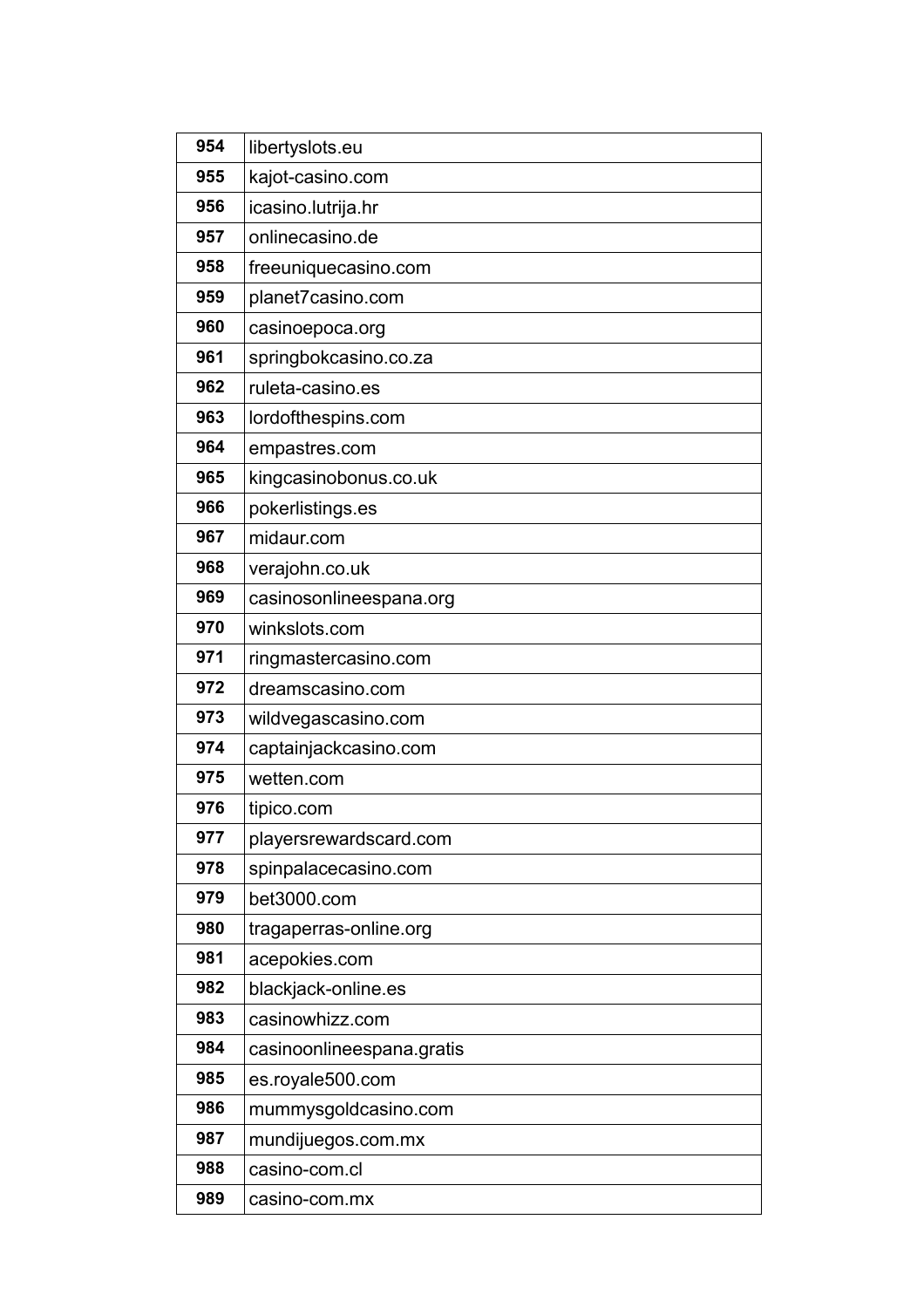| | |
|---|---|
| **954** | libertyslots.eu |
| **955** | kajot-casino.com |
| **956** | icasino.lutrija.hr |
| **957** | onlinecasino.de |
| **958** | freeuniquecasino.com |
| **959** | planet7casino.com |
| **960** | casinoepoca.org |
| **961** | springbokcasino.co.za |
| **962** | ruleta-casino.es |
| **963** | lordofthespins.com |
| **964** | empastres.com |
| **965** | kingcasinobonus.co.uk |
| **966** | pokerlistings.es |
| **967** | midaur.com |
| **968** | verajohn.co.uk |
| **969** | casinosonlineespana.org |
| **970** | winkslots.com |
| **971** | ringmastercasino.com |
| **972** | dreamscasino.com |
| **973** | wildvegascasino.com |
| **974** | captainjackcasino.com |
| **975** | wetten.com |
| **976** | tipico.com |
| **977** | playersrewardscard.com |
| **978** | spinpalacecasino.com |
| **979** | bet3000.com |
| **980** | tragaperras-online.org |
| **981** | acepokies.com |
| **982** | blackjack-online.es |
| **983** | casinowhizz.com |
| **984** | casinoonlineespana.gratis |
| **985** | es.royale500.com |
| **986** | mummysgoldcasino.com |
| **987** | mundijuegos.com.mx |
| **988** | casino-com.cl |
| **989** | casino-com.mx |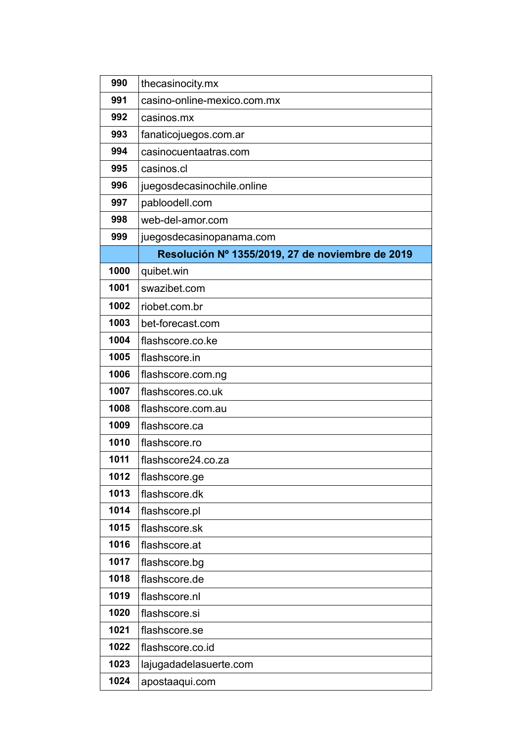| | |
|---|---|
| **990** | thecasinocity.mx |
| **991** | casino-online-mexico.com.mx |
| **992** | casinos.mx |
| **993** | fanaticojuegos.com.ar |
| **994** | casinocuentaatras.com |
| **995** | casinos.cl |
| **996** | juegosdecasinochile.online |
| **997** | pabloodell.com |
| **998** | web-del-amor.com |
| **999** | juegosdecasinopanama.com |
| | **Resolución Nº 1355/2019, 27 de noviembre de 2019** |
| **1000** | quibet.win |
| **1001** | swazibet.com |
| **1002** | riobet.com.br |
| **1003** | bet-forecast.com |
| **1004** | flashscore.co.ke |
| **1005** | flashscore.in |
| **1006** | flashscore.com.ng |
| **1007** | flashscores.co.uk |
| **1008** | flashscore.com.au |
| **1009** | flashscore.ca |
| **1010** | flashscore.ro |
| **1011** | flashscore24.co.za |
| **1012** | flashscore.ge |
| **1013** | flashscore.dk |
| **1014** | flashscore.pl |
| **1015** | flashscore.sk |
| **1016** | flashscore.at |
| **1017** | flashscore.bg |
| **1018** | flashscore.de |
| **1019** | flashscore.nl |
| **1020** | flashscore.si |
| **1021** | flashscore.se |
| **1022** | flashscore.co.id |
| **1023** | lajugadadelasuerte.com |
| **1024** | apostaaqui.com |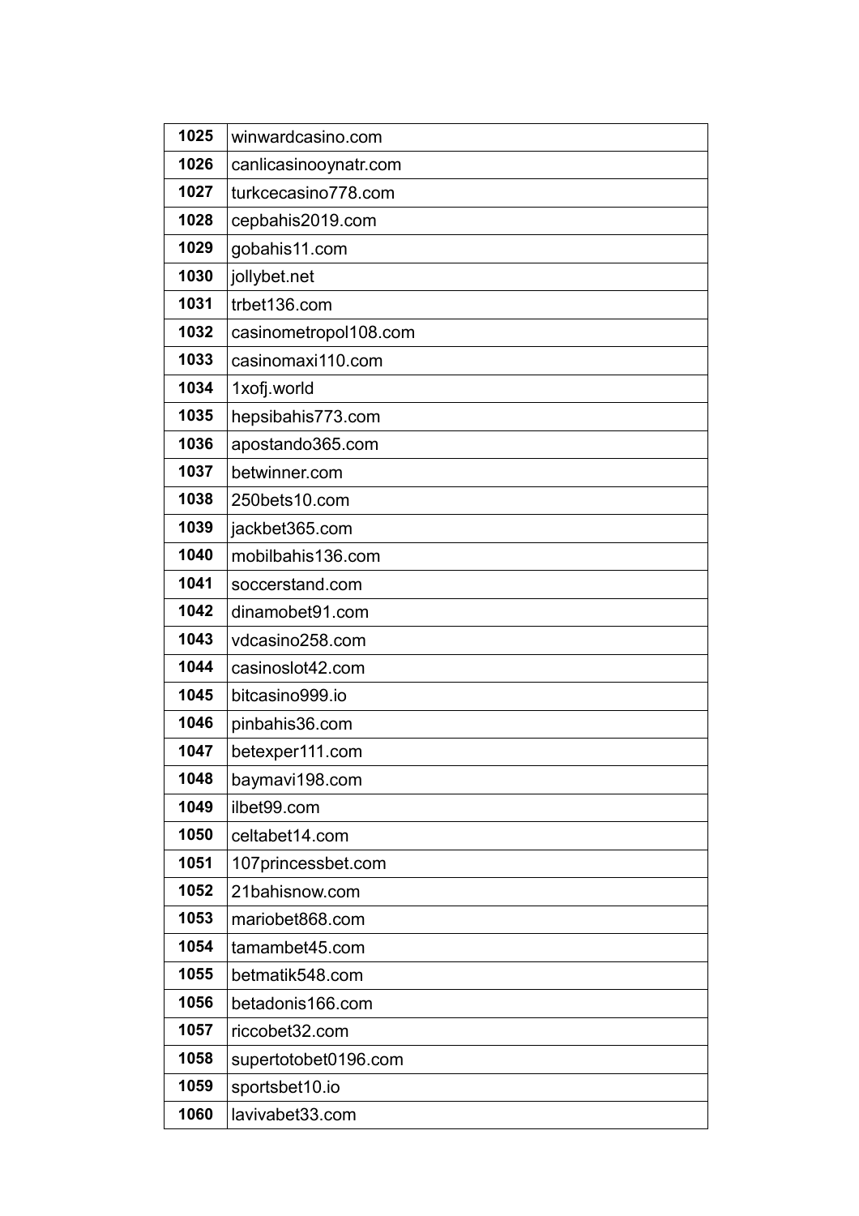| | |
|---|---|
| **1025** | winwardcasino.com |
| **1026** | canlicasinooynatr.com |
| **1027** | turkcecasino778.com |
| **1028** | cepbahis2019.com |
| **1029** | gobahis11.com |
| **1030** | jollybet.net |
| **1031** | trbet136.com |
| **1032** | casinometropol108.com |
| **1033** | casinomaxi110.com |
| **1034** | 1xofj.world |
| **1035** | hepsibahis773.com |
| **1036** | apostando365.com |
| **1037** | betwinner.com |
| **1038** | 250bets10.com |
| **1039** | jackbet365.com |
| **1040** | mobilbahis136.com |
| **1041** | soccerstand.com |
| **1042** | dinamobet91.com |
| **1043** | vdcasino258.com |
| **1044** | casinoslot42.com |
| **1045** | bitcasino999.io |
| **1046** | pinbahis36.com |
| **1047** | betexper111.com |
| **1048** | baymavi198.com |
| **1049** | ilbet99.com |
| **1050** | celtabet14.com |
| **1051** | 107princessbet.com |
| **1052** | 21bahisnow.com |
| **1053** | mariobet868.com |
| **1054** | tamambet45.com |
| **1055** | betmatik548.com |
| **1056** | betadonis166.com |
| **1057** | riccobet32.com |
| **1058** | supertotobet0196.com |
| **1059** | sportsbet10.io |
| **1060** | lavivabet33.com |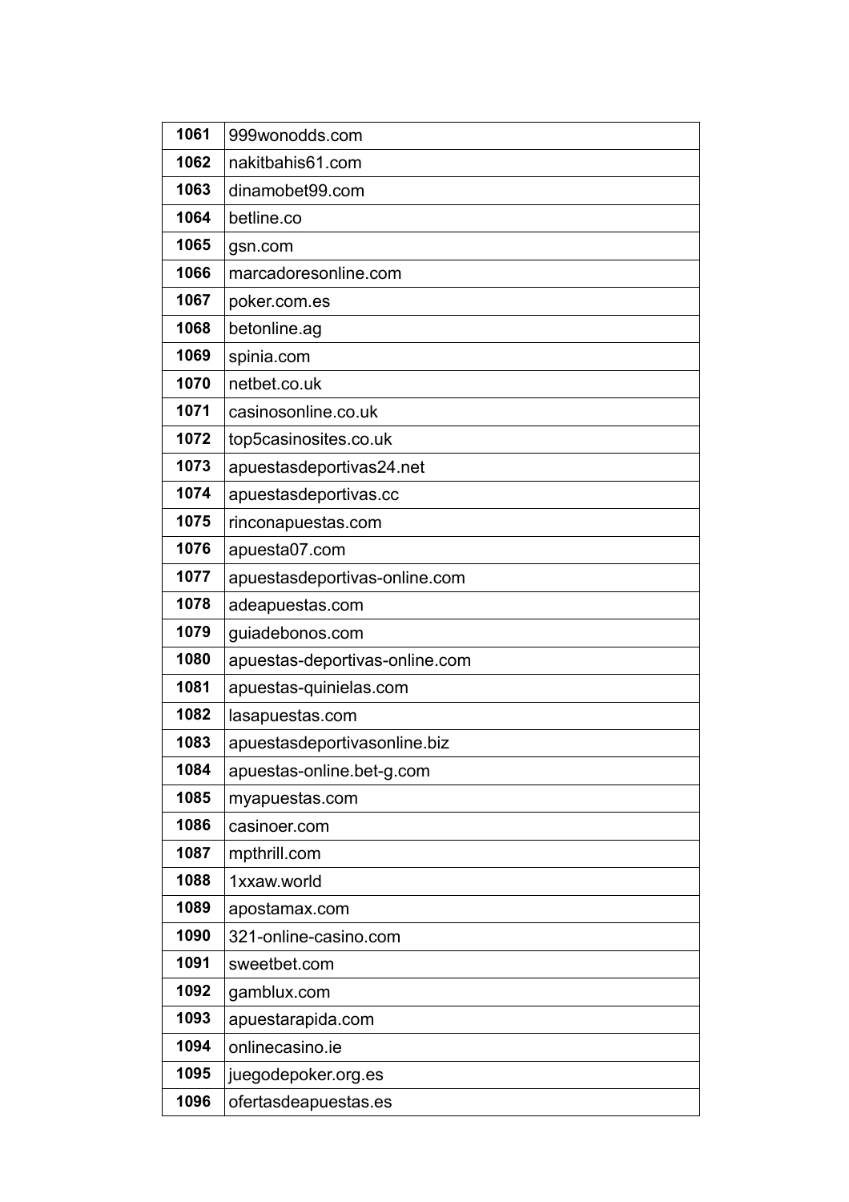| | |
|---|---|
| **1061** | 999wonodds.com |
| **1062** | nakitbahis61.com |
| **1063** | dinamobet99.com |
| **1064** | betline.co |
| **1065** | gsn.com |
| **1066** | marcadoresonline.com |
| **1067** | poker.com.es |
| **1068** | betonline.ag |
| **1069** | spinia.com |
| **1070** | netbet.co.uk |
| **1071** | casinosonline.co.uk |
| **1072** | top5casinosites.co.uk |
| **1073** | apuestasdeportivas24.net |
| **1074** | apuestasdeportivas.cc |
| **1075** | rinconapuestas.com |
| **1076** | apuesta07.com |
| **1077** | apuestasdeportivas-online.com |
| **1078** | adeapuestas.com |
| **1079** | guiadebonos.com |
| **1080** | apuestas-deportivas-online.com |
| **1081** | apuestas-quinielas.com |
| **1082** | lasapuestas.com |
| **1083** | apuestasdeportivasonline.biz |
| **1084** | apuestas-online.bet-g.com |
| **1085** | myapuestas.com |
| **1086** | casinoer.com |
| **1087** | mpthrill.com |
| **1088** | 1xxaw.world |
| **1089** | apostamax.com |
| **1090** | 321-online-casino.com |
| **1091** | sweetbet.com |
| **1092** | gamblux.com |
| **1093** | apuestarapida.com |
| **1094** | onlinecasino.ie |
| **1095** | juegodepoker.org.es |
| **1096** | ofertasdeapuestas.es |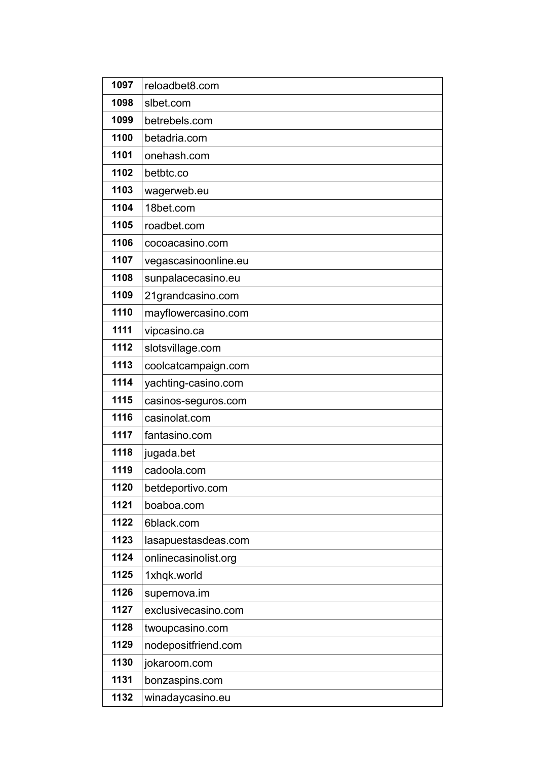| | |
|---|---|
| 1097 | reloadbet8.com |
| 1098 | slbet.com |
| 1099 | betrebels.com |
| 1100 | betadria.com |
| 1101 | onehash.com |
| 1102 | betbtc.co |
| 1103 | wagerweb.eu |
| 1104 | 18bet.com |
| 1105 | roadbet.com |
| 1106 | cocoacasino.com |
| 1107 | vegascasinoonline.eu |
| 1108 | sunpalacecasino.eu |
| 1109 | 21grandcasino.com |
| 1110 | mayflowercasino.com |
| 1111 | vipcasino.ca |
| 1112 | slotsvillage.com |
| 1113 | coolcatcampaign.com |
| 1114 | yachting-casino.com |
| 1115 | casinos-seguros.com |
| 1116 | casinolat.com |
| 1117 | fantasino.com |
| 1118 | jugada.bet |
| 1119 | cadoola.com |
| 1120 | betdeportivo.com |
| 1121 | boaboa.com |
| 1122 | 6black.com |
| 1123 | lasapuestasdeas.com |
| 1124 | onlinecasinolist.org |
| 1125 | 1xhqk.world |
| 1126 | supernova.im |
| 1127 | exclusivecasino.com |
| 1128 | twoupcasino.com |
| 1129 | nodepositfriend.com |
| 1130 | jokaroom.com |
| 1131 | bonzaspins.com |
| 1132 | winadaycasino.eu |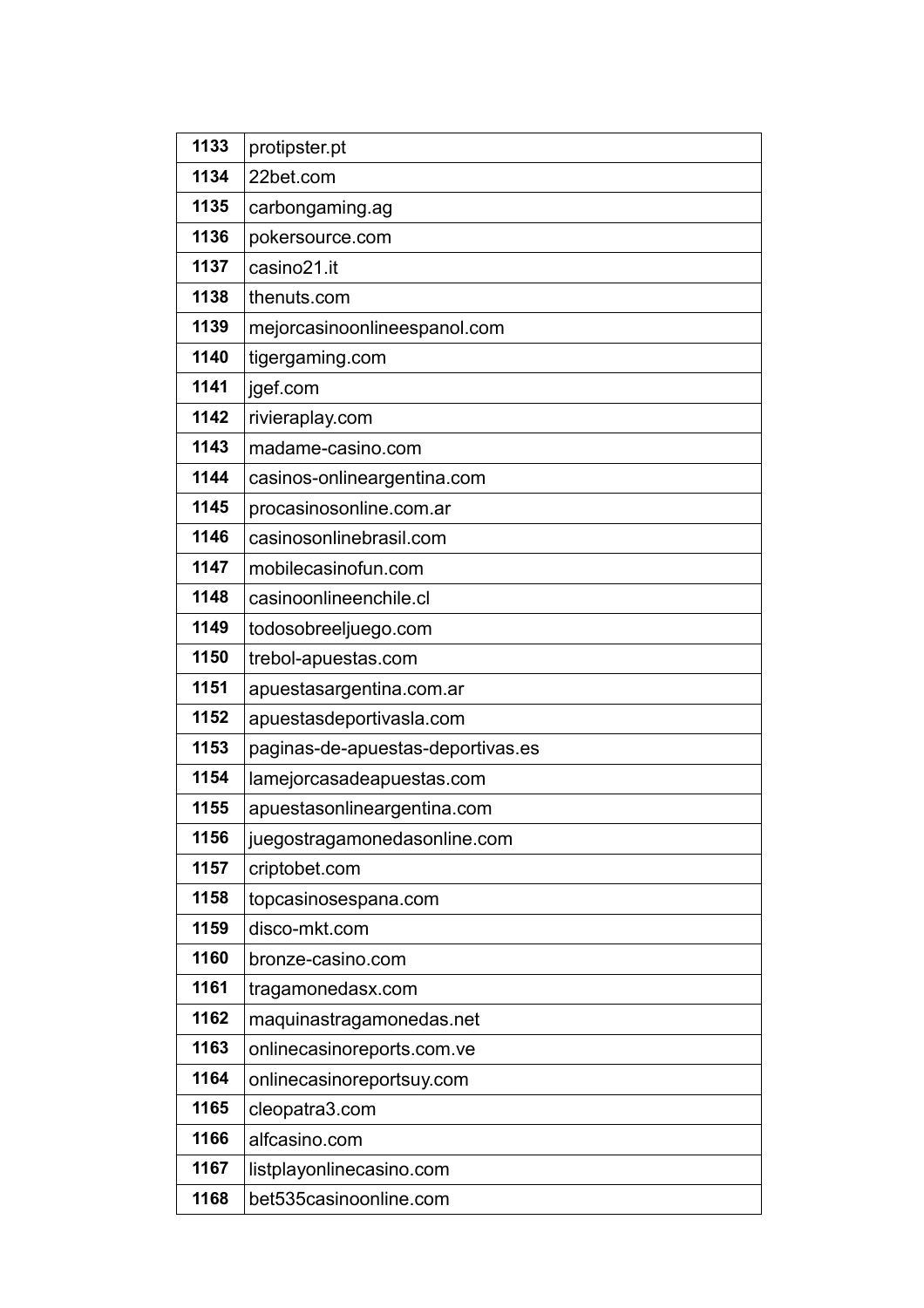| 1133 | protipster.pt |
|---|---|
| 1134 | 22bet.com |
| 1135 | carbongaming.ag |
| 1136 | pokersource.com |
| 1137 | casino21.it |
| 1138 | thenuts.com |
| 1139 | mejorcasinoonlineespanol.com |
| 1140 | tigergaming.com |
| 1141 | jgef.com |
| 1142 | rivieraplay.com |
| 1143 | madame-casino.com |
| 1144 | casinos-onlineargentina.com |
| 1145 | procasinosonline.com.ar |
| 1146 | casinosonlinebrasil.com |
| 1147 | mobilecasinofun.com |
| 1148 | casinoonlineenchile.cl |
| 1149 | todosobreeljuego.com |
| 1150 | trebol-apuestas.com |
| 1151 | apuestasargentina.com.ar |
| 1152 | apuestasdeportivasla.com |
| 1153 | paginas-de-apuestas-deportivas.es |
| 1154 | lamejorcasadeapuestas.com |
| 1155 | apuestasonlineargentina.com |
| 1156 | juegostragamonedasonline.com |
| 1157 | criptobet.com |
| 1158 | topcasinosespana.com |
| 1159 | disco-mkt.com |
| 1160 | bronze-casino.com |
| 1161 | tragamonedasx.com |
| 1162 | maquinastragamonedas.net |
| 1163 | onlinecasinoreports.com.ve |
| 1164 | onlinecasinoreportsuy.com |
| 1165 | cleopatra3.com |
| 1166 | alfcasino.com |
| 1167 | listplayonlinecasino.com |
| 1168 | bet535casinoonline.com |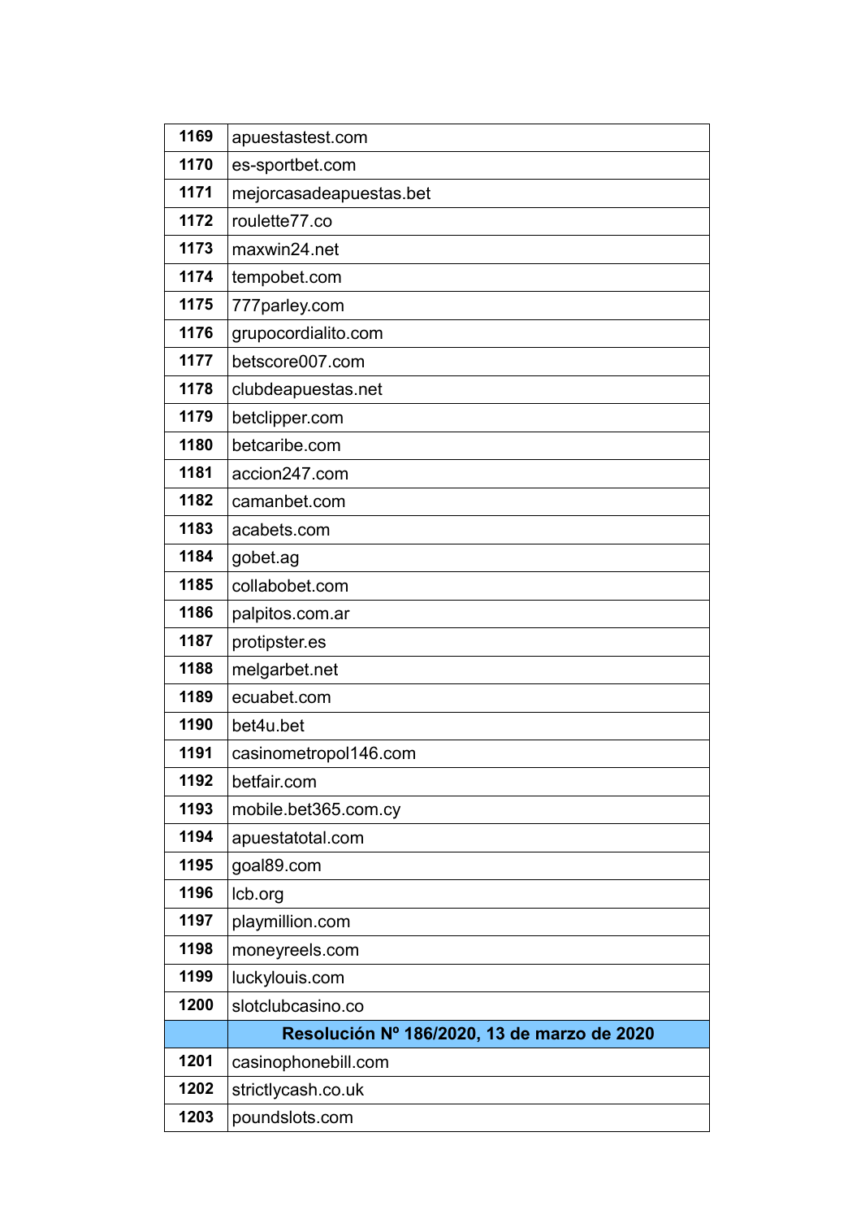| | |
|---|---|
| **1169** | apuestastest.com |
| **1170** | es-sportbet.com |
| **1171** | mejorcasadeapuestas.bet |
| **1172** | roulette77.co |
| **1173** | maxwin24.net |
| **1174** | tempobet.com |
| **1175** | 777parley.com |
| **1176** | grupocordialito.com |
| **1177** | betscore007.com |
| **1178** | clubdeapuestas.net |
| **1179** | betclipper.com |
| **1180** | betcaribe.com |
| **1181** | accion247.com |
| **1182** | camanbet.com |
| **1183** | acabets.com |
| **1184** | gobet.ag |
| **1185** | collabobet.com |
| **1186** | palpitos.com.ar |
| **1187** | protipster.es |
| **1188** | melgarbet.net |
| **1189** | ecuabet.com |
| **1190** | bet4u.bet |
| **1191** | casinometropol146.com |
| **1192** | betfair.com |
| **1193** | mobile.bet365.com.cy |
| **1194** | apuestatotal.com |
| **1195** | goal89.com |
| **1196** | lcb.org |
| **1197** | playmillion.com |
| **1198** | moneyreels.com |
| **1199** | luckylouis.com |
| **1200** | slotclubcasino.co |
| | **Resolución Nº 186/2020, 13 de marzo de 2020** |
| **1201** | casinophonebill.com |
| **1202** | strictlycash.co.uk |
| **1203** | poundslots.com |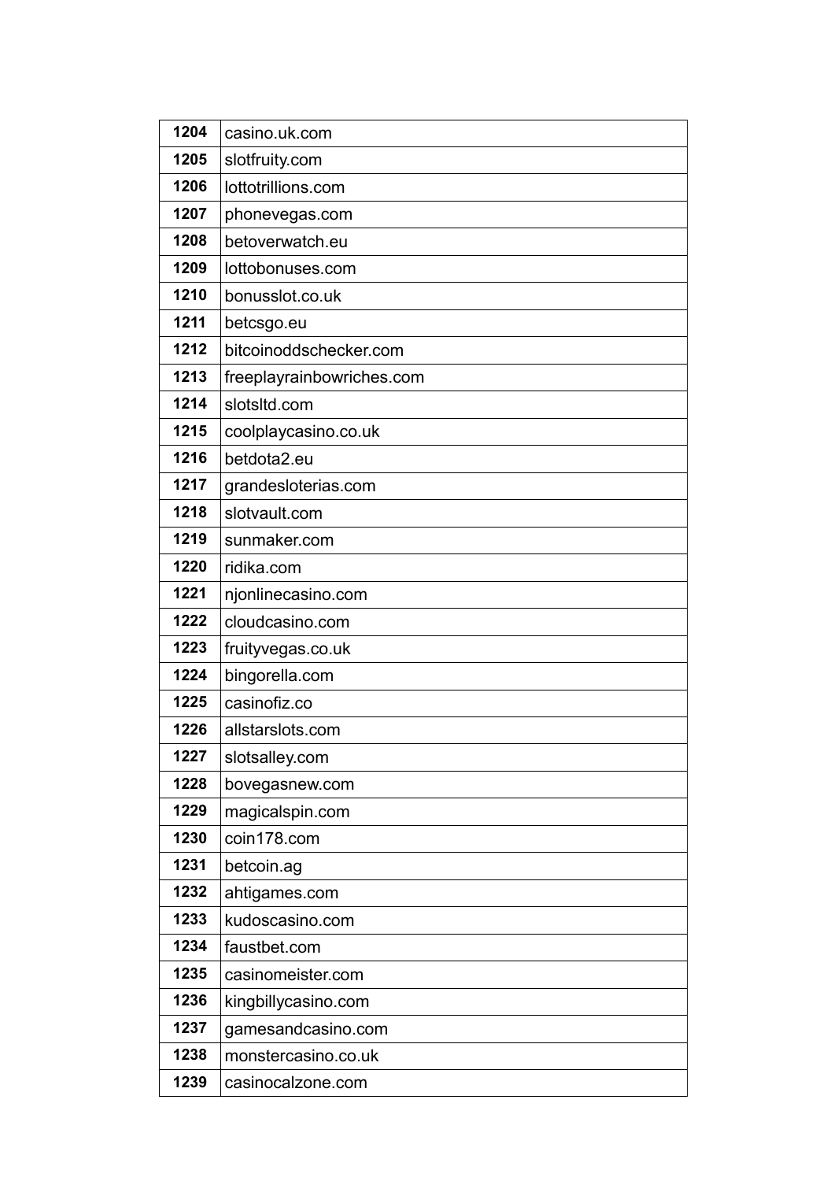| 1204 | casino.uk.com |
|---|---|
| 1205 | slotfruity.com |
| 1206 | lottotrillions.com |
| 1207 | phonevegas.com |
| 1208 | betoverwatch.eu |
| 1209 | lottobonuses.com |
| 1210 | bonusslot.co.uk |
| 1211 | betcsgo.eu |
| 1212 | bitcoinoddschecker.com |
| 1213 | freeplayrainbowriches.com |
| 1214 | slotsltd.com |
| 1215 | coolplaycasino.co.uk |
| 1216 | betdota2.eu |
| 1217 | grandesloterias.com |
| 1218 | slotvault.com |
| 1219 | sunmaker.com |
| 1220 | ridika.com |
| 1221 | njonlinecasino.com |
| 1222 | cloudcasino.com |
| 1223 | fruityvegas.co.uk |
| 1224 | bingorella.com |
| 1225 | casinofiz.co |
| 1226 | allstarslots.com |
| 1227 | slotsalley.com |
| 1228 | bovegasnew.com |
| 1229 | magicalspin.com |
| 1230 | coin178.com |
| 1231 | betcoin.ag |
| 1232 | ahtigames.com |
| 1233 | kudoscasino.com |
| 1234 | faustbet.com |
| 1235 | casinomeister.com |
| 1236 | kingbillycasino.com |
| 1237 | gamesandcasino.com |
| 1238 | monstercasino.co.uk |
| 1239 | casinocalzone.com |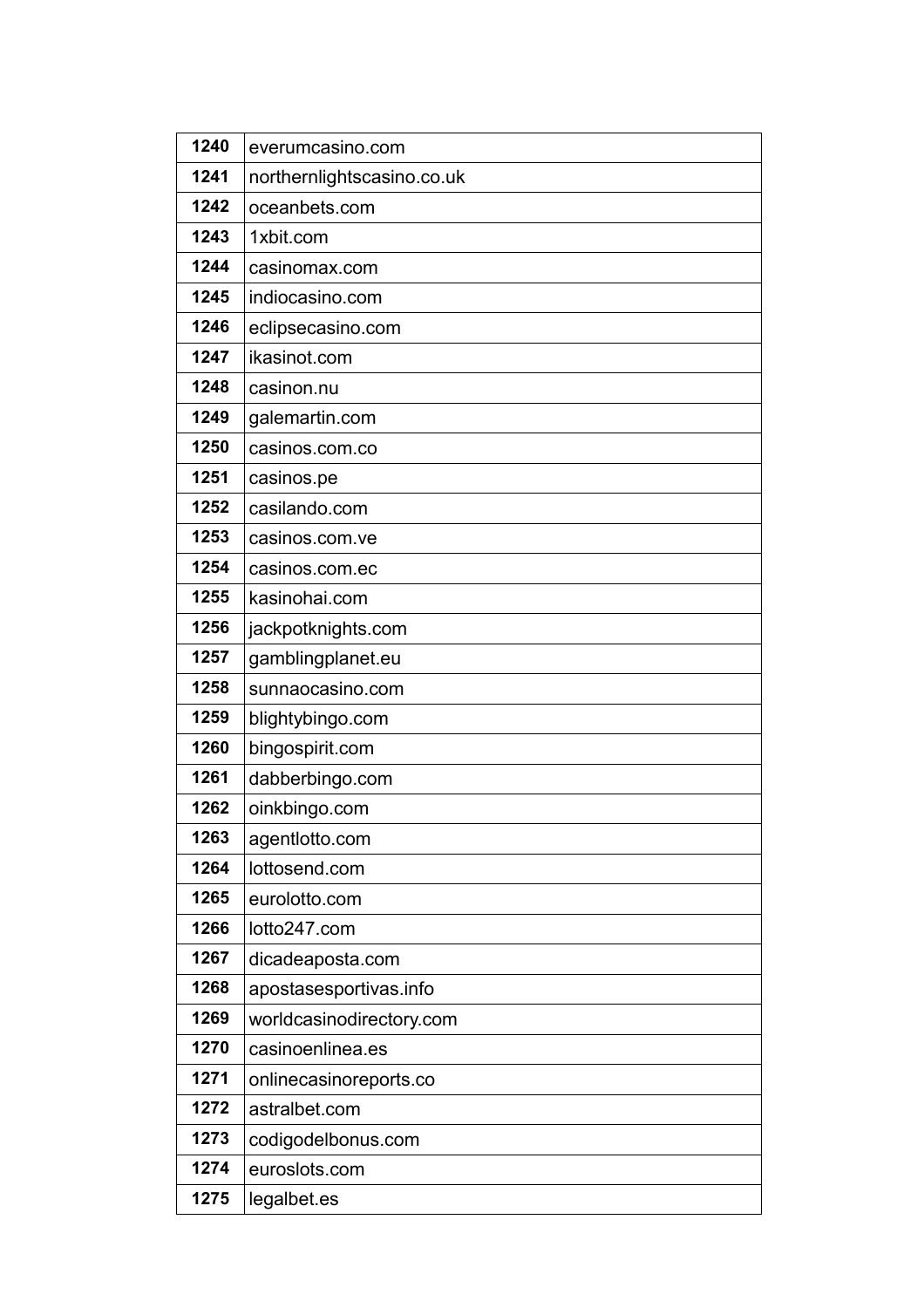| | |
|---|---|
| **1240** | everumcasino.com |
| **1241** | northernlightscasino.co.uk |
| **1242** | oceanbets.com |
| **1243** | 1xbit.com |
| **1244** | casinomax.com |
| **1245** | indiocasino.com |
| **1246** | eclipsecasino.com |
| **1247** | ikasinot.com |
| **1248** | casinon.nu |
| **1249** | galemartin.com |
| **1250** | casinos.com.co |
| **1251** | casinos.pe |
| **1252** | casilando.com |
| **1253** | casinos.com.ve |
| **1254** | casinos.com.ec |
| **1255** | kasinohai.com |
| **1256** | jackpotknights.com |
| **1257** | gamblingplanet.eu |
| **1258** | sunnaocasino.com |
| **1259** | blightybingo.com |
| **1260** | bingospirit.com |
| **1261** | dabberbingo.com |
| **1262** | oinkbingo.com |
| **1263** | agentlotto.com |
| **1264** | lottosend.com |
| **1265** | eurolotto.com |
| **1266** | lotto247.com |
| **1267** | dicadeaposta.com |
| **1268** | apostasesportivas.info |
| **1269** | worldcasinodirectory.com |
| **1270** | casinoenlinea.es |
| **1271** | onlinecasinoreports.co |
| **1272** | astralbet.com |
| **1273** | codigodelbonus.com |
| **1274** | euroslots.com |
| **1275** | legalbet.es |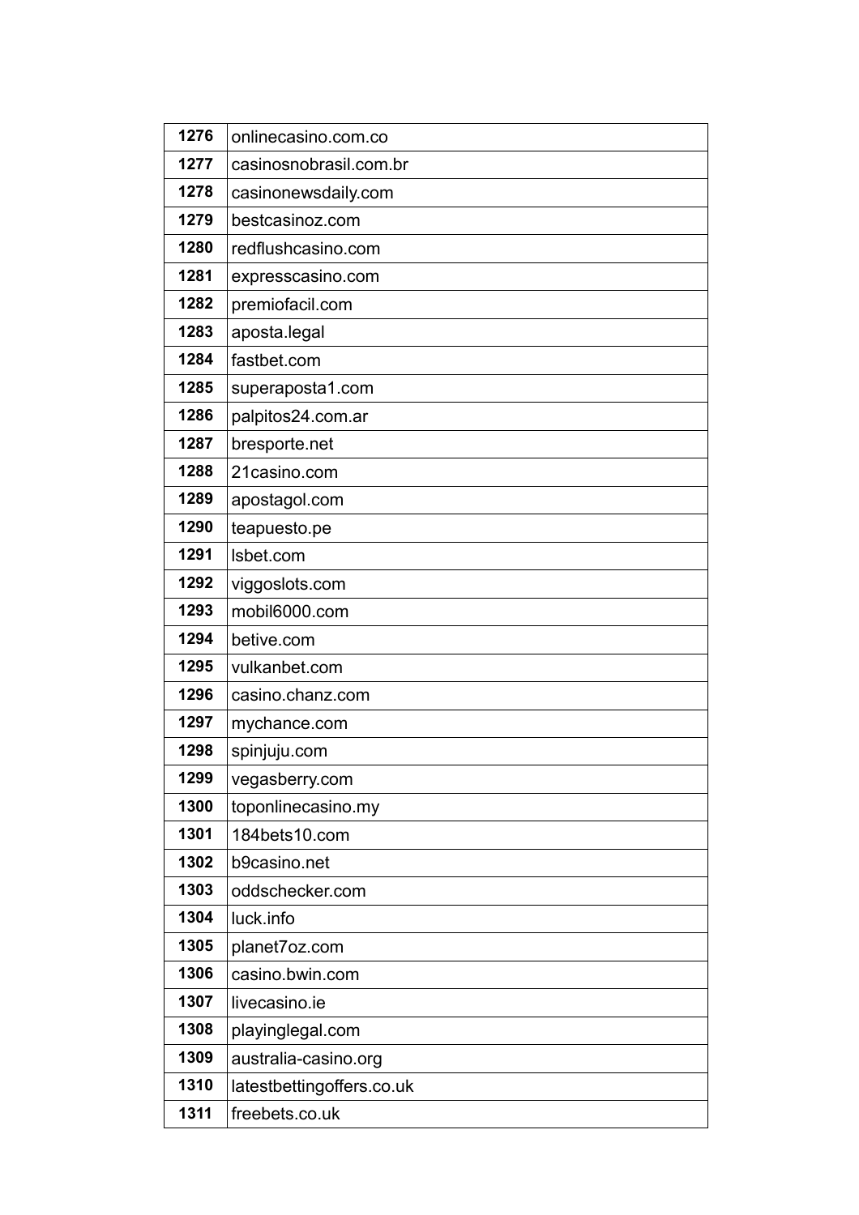| 1276 | onlinecasino.com.co |
|---|---|
| 1277 | casinosnobrasil.com.br |
| 1278 | casinonewsdaily.com |
| 1279 | bestcasinoz.com |
| 1280 | redflushcasino.com |
| 1281 | expresscasino.com |
| 1282 | premiofacil.com |
| 1283 | aposta.legal |
| 1284 | fastbet.com |
| 1285 | superaposta1.com |
| 1286 | palpitos24.com.ar |
| 1287 | bresporte.net |
| 1288 | 21casino.com |
| 1289 | apostagol.com |
| 1290 | teapuesto.pe |
| 1291 | lsbet.com |
| 1292 | viggoslots.com |
| 1293 | mobil6000.com |
| 1294 | betive.com |
| 1295 | vulkanbet.com |
| 1296 | casino.chanz.com |
| 1297 | mychance.com |
| 1298 | spinjuju.com |
| 1299 | vegasberry.com |
| 1300 | toponlinecasino.my |
| 1301 | 184bets10.com |
| 1302 | b9casino.net |
| 1303 | oddschecker.com |
| 1304 | luck.info |
| 1305 | planet7oz.com |
| 1306 | casino.bwin.com |
| 1307 | livecasino.ie |
| 1308 | playinglegal.com |
| 1309 | australia-casino.org |
| 1310 | latestbettingoffers.co.uk |
| 1311 | freebets.co.uk |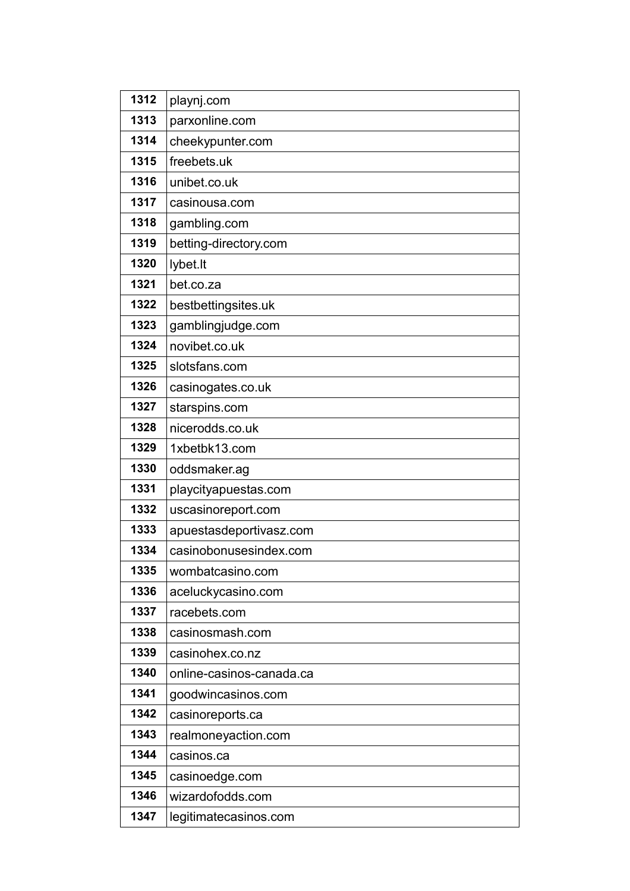| | |
|---|---|
| **1312** | playnj.com |
| **1313** | parxonline.com |
| **1314** | cheekypunter.com |
| **1315** | freebets.uk |
| **1316** | unibet.co.uk |
| **1317** | casinousa.com |
| **1318** | gambling.com |
| **1319** | betting-directory.com |
| **1320** | lybet.lt |
| **1321** | bet.co.za |
| **1322** | bestbettingsites.uk |
| **1323** | gamblingjudge.com |
| **1324** | novibet.co.uk |
| **1325** | slotsfans.com |
| **1326** | casinogates.co.uk |
| **1327** | starspins.com |
| **1328** | nicerodds.co.uk |
| **1329** | 1xbetbk13.com |
| **1330** | oddsmaker.ag |
| **1331** | playcityapuestas.com |
| **1332** | uscasinoreport.com |
| **1333** | apuestasdeportivasz.com |
| **1334** | casinobonusesindex.com |
| **1335** | wombatcasino.com |
| **1336** | aceluckycasino.com |
| **1337** | racebets.com |
| **1338** | casinosmash.com |
| **1339** | casinohex.co.nz |
| **1340** | online-casinos-canada.ca |
| **1341** | goodwincasinos.com |
| **1342** | casinoreports.ca |
| **1343** | realmoneyaction.com |
| **1344** | casinos.ca |
| **1345** | casinoedge.com |
| **1346** | wizardofodds.com |
| **1347** | legitimatecasinos.com |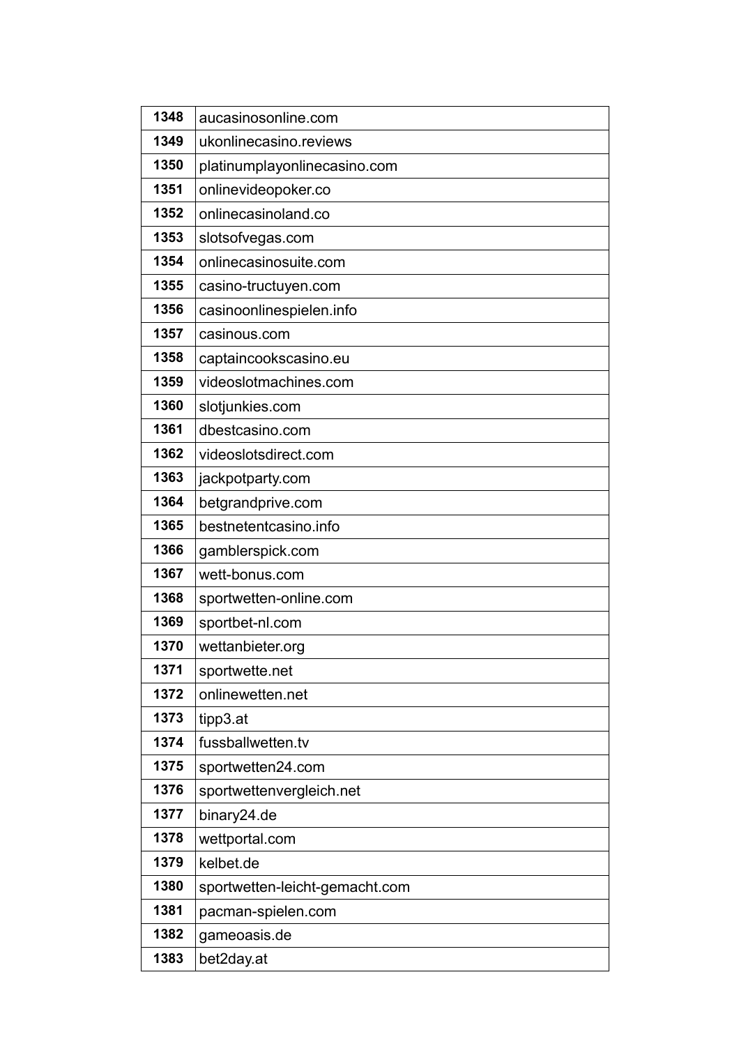| 1348 | aucasinosonline.com |
|---|---|
| 1349 | ukonlinecasino.reviews |
| 1350 | platinumplayonlinecasino.com |
| 1351 | onlinevideopoker.co |
| 1352 | onlinecasinoland.co |
| 1353 | slotsofvegas.com |
| 1354 | onlinecasinosuite.com |
| 1355 | casino-tructuyen.com |
| 1356 | casinoonlinespielen.info |
| 1357 | casinous.com |
| 1358 | captaincookscasino.eu |
| 1359 | videoslotmachines.com |
| 1360 | slotjunkies.com |
| 1361 | dbestcasino.com |
| 1362 | videoslotsdirect.com |
| 1363 | jackpotparty.com |
| 1364 | betgrandprive.com |
| 1365 | bestnetentcasino.info |
| 1366 | gamblerspick.com |
| 1367 | wett-bonus.com |
| 1368 | sportwetten-online.com |
| 1369 | sportbet-nl.com |
| 1370 | wettanbieter.org |
| 1371 | sportwette.net |
| 1372 | onlinewetten.net |
| 1373 | tipp3.at |
| 1374 | fussballwetten.tv |
| 1375 | sportwetten24.com |
| 1376 | sportwettenvergleich.net |
| 1377 | binary24.de |
| 1378 | wettportal.com |
| 1379 | kelbet.de |
| 1380 | sportwetten-leicht-gemacht.com |
| 1381 | pacman-spielen.com |
| 1382 | gameoasis.de |
| 1383 | bet2day.at |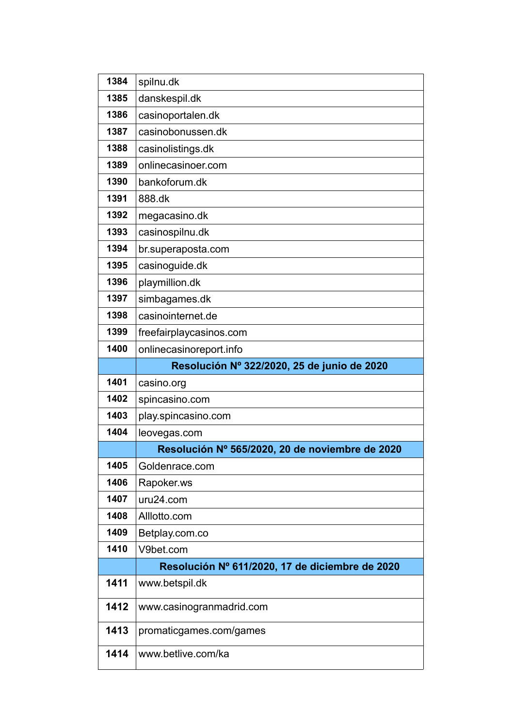| | |
|---|---|
| **1384** | spilnu.dk |
| **1385** | danskespil.dk |
| **1386** | casinoportalen.dk |
| **1387** | casinobonussen.dk |
| **1388** | casinolistings.dk |
| **1389** | onlinecasinoer.com |
| **1390** | bankoforum.dk |
| **1391** | 888.dk |
| **1392** | megacasino.dk |
| **1393** | casinospilnu.dk |
| **1394** | br.superaposta.com |
| **1395** | casinoguide.dk |
| **1396** | playmillion.dk |
| **1397** | simbagames.dk |
| **1398** | casinointernet.de |
| **1399** | freefairplaycasinos.com |
| **1400** | onlinecasinoreport.info |
| | **Resolución Nº 322/2020, 25 de junio de 2020** |
| **1401** | casino.org |
| **1402** | spincasino.com |
| **1403** | play.spincasino.com |
| **1404** | leovegas.com |
| | **Resolución Nº 565/2020, 20 de noviembre de 2020** |
| **1405** | Goldenrace.com |
| **1406** | Rapoker.ws |
| **1407** | uru24.com |
| **1408** | Alllotto.com |
| **1409** | Betplay.com.co |
| **1410** | V9bet.com |
| | **Resolución Nº 611/2020, 17 de diciembre de 2020** |
| **1411** | www.betspil.dk |
| **1412** | www.casinogranmadrid.com |
| **1413** | promaticgames.com/games |
| **1414** | www.betlive.com/ka |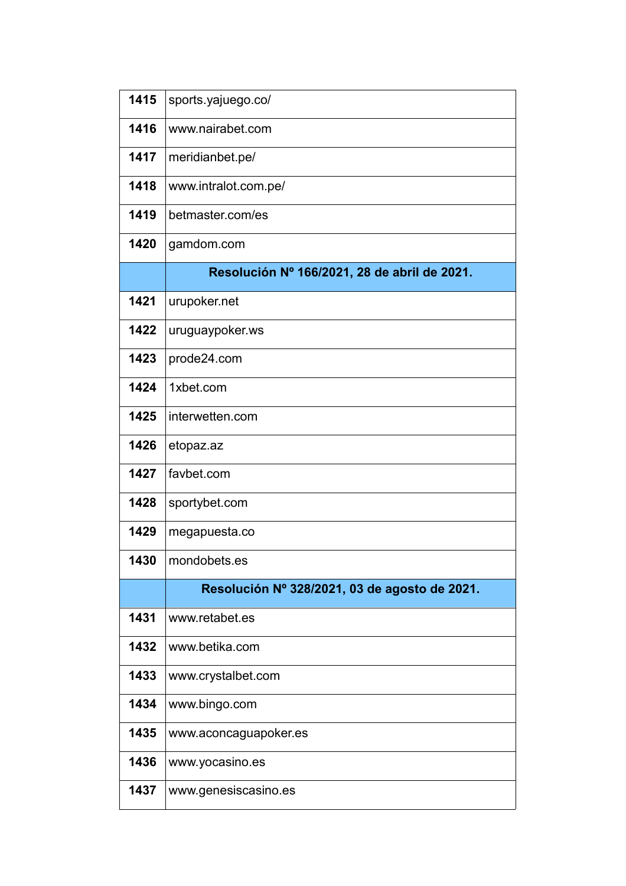| | |
|---|---|
| **1415** | sports.yajuego.co/ |
| **1416** | www.nairabet.com |
| **1417** | meridianbet.pe/ |
| **1418** | www.intralot.com.pe/ |
| **1419** | betmaster.com/es |
| **1420** | gamdom.com |
| | **Resolución Nº 166/2021, 28 de abril de 2021.** |
| **1421** | urupoker.net |
| **1422** | uruguaypoker.ws |
| **1423** | prode24.com |
| **1424** | 1xbet.com |
| **1425** | interwetten.com |
| **1426** | etopaz.az |
| **1427** | favbet.com |
| **1428** | sportybet.com |
| **1429** | megapuesta.co |
| **1430** | mondobets.es |
| | **Resolución Nº 328/2021, 03 de agosto de 2021.** |
| **1431** | www.retabet.es |
| **1432** | www.betika.com |
| **1433** | www.crystalbet.com |
| **1434** | www.bingo.com |
| **1435** | www.aconcaguapoker.es |
| **1436** | www.yocasino.es |
| **1437** | www.genesiscasino.es |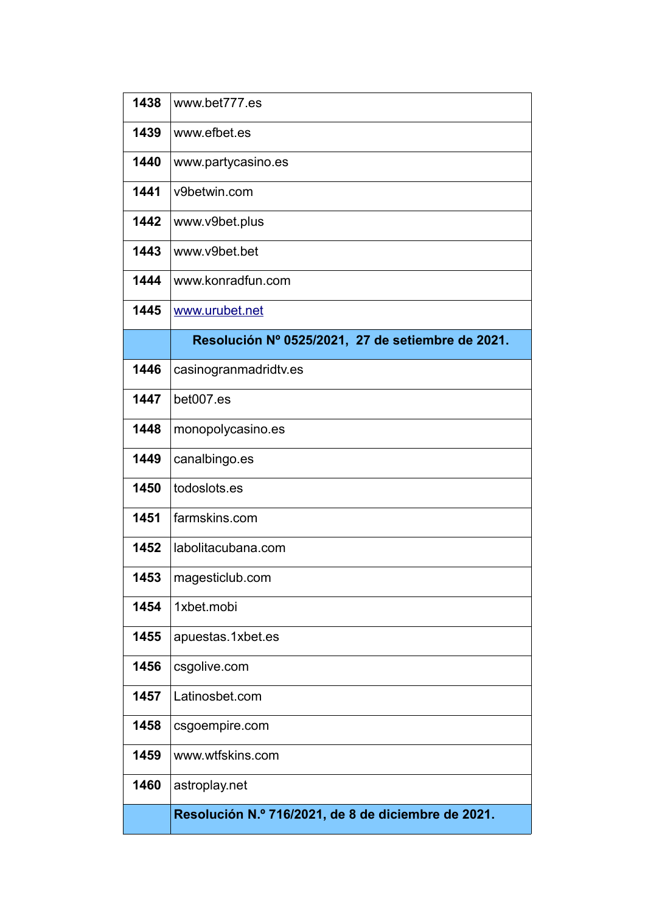| | |
|---|---|
| **1438** | www.bet777.es |
| **1439** | www.efbet.es |
| **1440** | www.partycasino.es |
| **1441** | v9betwin.com |
| **1442** | www.v9bet.plus |
| **1443** | www.v9bet.bet |
| **1444** | www.konradfun.com |
| **1445** | www.urubet.net |
| | **Resolución Nº 0525/2021, 27 de setiembre de 2021.** |
| **1446** | casinogranmadridtv.es |
| **1447** | bet007.es |
| **1448** | monopolycasino.es |
| **1449** | canalbingo.es |
| **1450** | todoslots.es |
| **1451** | farmskins.com |
| **1452** | labolitacubana.com |
| **1453** | magesticlub.com |
| **1454** | 1xbet.mobi |
| **1455** | apuestas.1xbet.es |
| **1456** | csgolive.com |
| **1457** | Latinosbet.com |
| **1458** | csgoempire.com |
| **1459** | www.wtfskins.com |
| **1460** | astroplay.net |
| | **Resolución N.º 716/2021, de 8 de diciembre de 2021.** |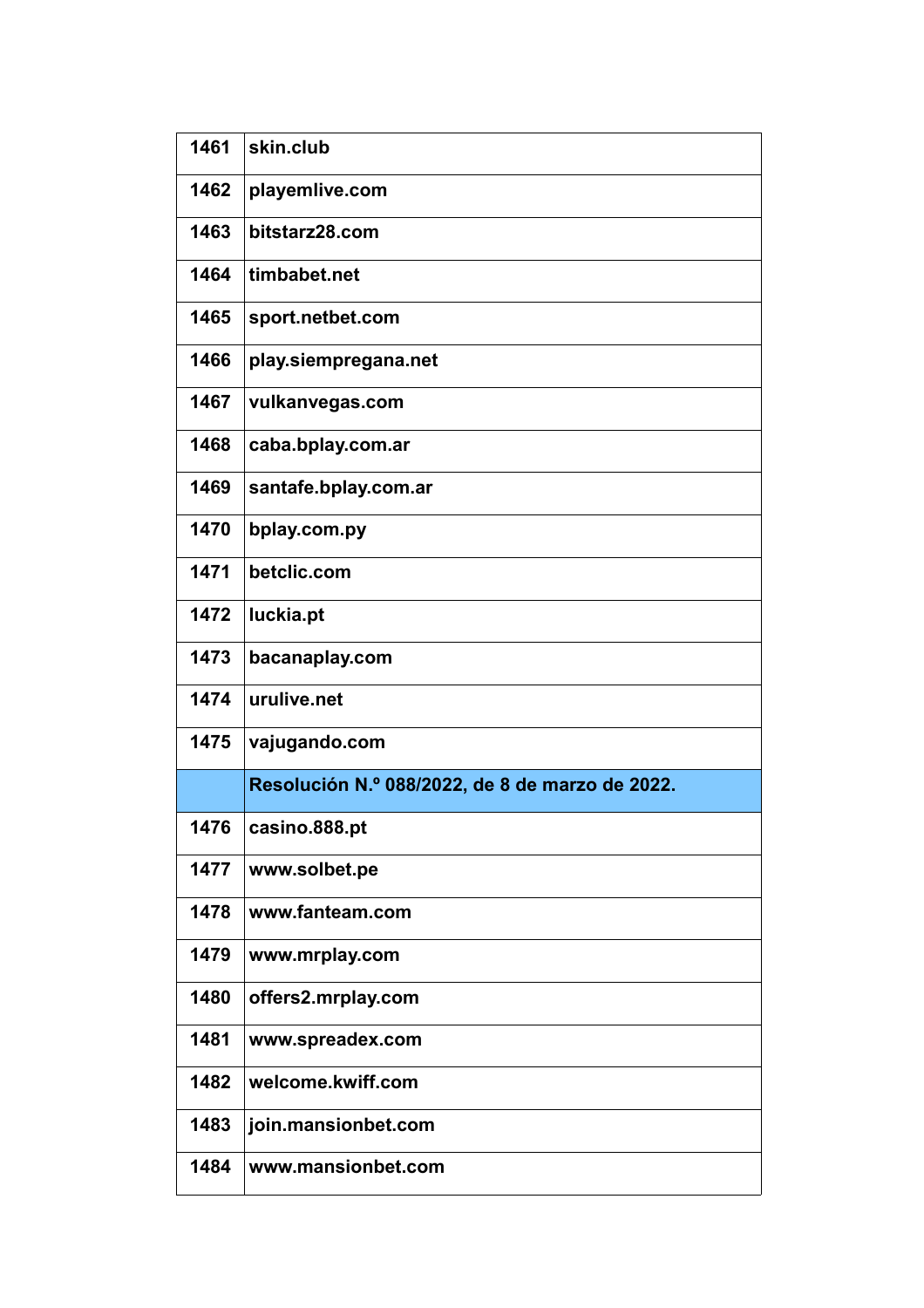| | |
|---|---|
| **1461** | **skin.club** |
| **1462** | **playemlive.com** |
| **1463** | **bitstarz28.com** |
| **1464** | **timbabet.net** |
| **1465** | **sport.netbet.com** |
| **1466** | **play.siempregana.net** |
| **1467** | **vulkanvegas.com** |
| **1468** | **caba.bplay.com.ar** |
| **1469** | **santafe.bplay.com.ar** |
| **1470** | **bplay.com.py** |
| **1471** | **betclic.com** |
| **1472** | **luckia.pt** |
| **1473** | **bacanaplay.com** |
| **1474** | **urulive.net** |
| **1475** | **vajugando.com** |
| | **Resolución N.º 088/2022, de 8 de marzo de 2022.** |
| **1476** | **casino.888.pt** |
| **1477** | **www.solbet.pe** |
| **1478** | **www.fanteam.com** |
| **1479** | **www.mrplay.com** |
| **1480** | **offers2.mrplay.com** |
| **1481** | **www.spreadex.com** |
| **1482** | **welcome.kwiff.com** |
| **1483** | **join.mansionbet.com** |
| **1484** | **www.mansionbet.com** |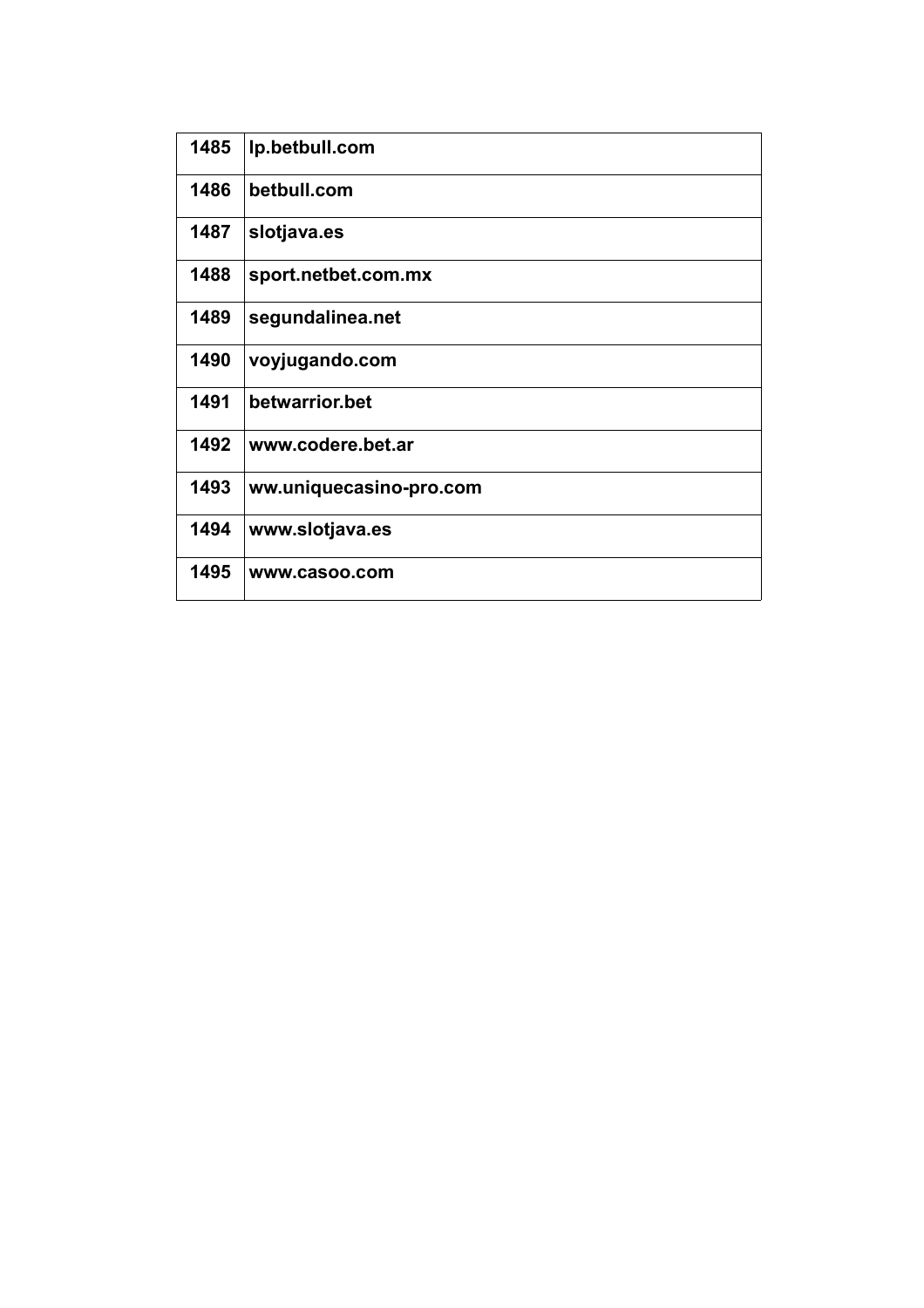| | |
|---|---|
| 1485 | lp.betbull.com |
| 1486 | betbull.com |
| 1487 | slotjava.es |
| 1488 | sport.netbet.com.mx |
| 1489 | segundalinea.net |
| 1490 | voyjugando.com |
| 1491 | betwarrior.bet |
| 1492 | www.codere.bet.ar |
| 1493 | ww.uniquecasino-pro.com |
| 1494 | www.slotjava.es |
| 1495 | www.casoo.com |